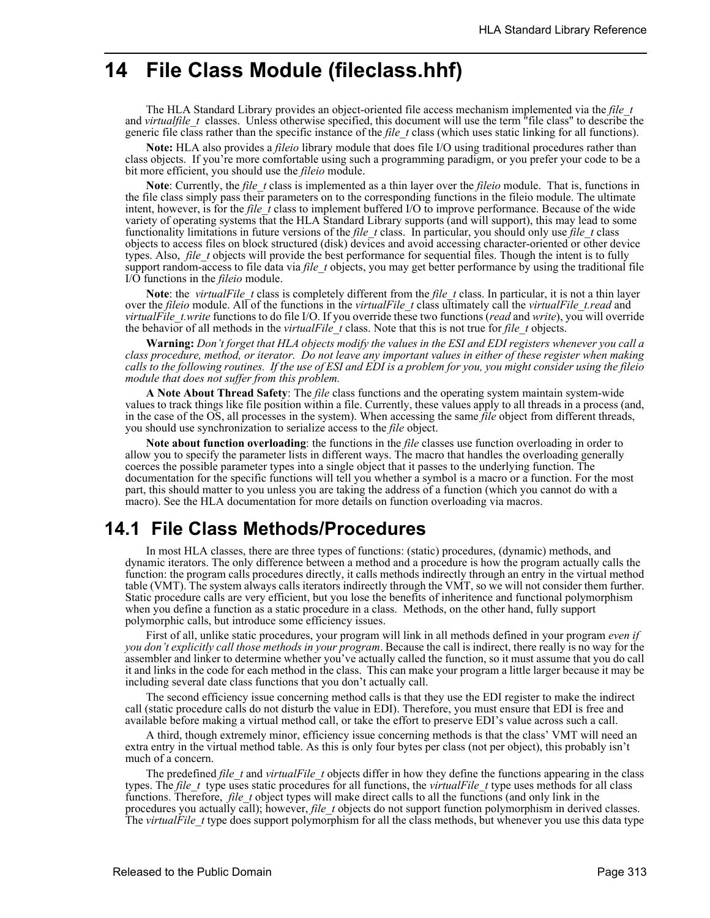# 14 File Class Module (fileclass.hhf)

The HLA Standard Library provides an object-oriented file access mechanism implemented via the *file_t* and *virtualfile_t* classes. Unless otherwise specified, this document will use the term "file class" to describe the generic file class rather than the specific instance of the *file_t* class (which uses static linking for all functions).

**Note:** HLA also provides a *fileio* library module that does file I/O using traditional procedures rather than class objects. If you're more comfortable using such a programming paradigm, or you prefer your code to be a bit more efficient, you should use the *fileio* module.

**Note**: Currently, the *file_t* class is implemented as a thin layer over the *fileio* module. That is, functions in the file class simply pass their parameters on to the corresponding functions in the fileio module. The ultimate intent, however, is for the *file_t* class to implement buffered I/O to improve performance. Because of the wide variety of operating systems that the HLA Standard Library supports (and will support), this may lead to some functionality limitations in future versions of the *file_t* class. In particular, you should only use *file_t* class objects to access files on block structured (disk) devices and avoid accessing character-oriented or other device types. Also, *file_t* objects will provide the best performance for sequential files. Though the intent is to fully support random-access to file data via *file_t* objects, you may get better performance by using the traditional file I/O functions in the *fileio* module.

**Note**: the *virtualFile_t* class is completely different from the *file_t* class. In particular, it is not a thin layer over the *fileio* module. All of the functions in the *virtualFile_t* class ultimately call the *virtualFile_t.read* and *virtualFile_t.write* functions to do file I/O. If you override these two functions (*read* and *write*), you will override the behavior of all methods in the *virtualFile_t* class. Note that this is not true for *file_t* objects.

**Warning:** *Don't forget that HLA objects modify the values in the ESI and EDI registers whenever you call a class procedure, method, or iterator. Do not leave any important values in either of these register when making calls to the following routines. If the use of ESI and EDI is a problem for you, you might consider using the fileio module that does not suffer from this problem.*

**A Note About Thread Safety**: The *file* class functions and the operating system maintain system-wide values to track things like file position within a file. Currently, these values apply to all threads in a process (and, in the case of the OS, all processes in the system). When accessing the same *file* object from different threads, you should use synchronization to serialize access to the *file* object.

**Note about function overloading**: the functions in the *file* classes use function overloading in order to allow you to specify the parameter lists in different ways. The macro that handles the overloading generally coerces the possible parameter types into a single object that it passes to the underlying function. The documentation for the specific functions will tell you whether a symbol is a macro or a function. For the most part, this should matter to you unless you are taking the address of a function (which you cannot do with a macro). See the HLA documentation for more details on function overloading via macros.

## 14.1 File Class Methods/Procedures

In most HLA classes, there are three types of functions: (static) procedures, (dynamic) methods, and dynamic iterators. The only difference between a method and a procedure is how the program actually calls the function: the program calls procedures directly, it calls methods indirectly through an entry in the virtual method table (VMT). The system always calls iterators indirectly through the VMT, so we will not consider them further. Static procedure calls are very efficient, but you lose the benefits of inheritence and functional polymorphism when you define a function as a static procedure in a class. Methods, on the other hand, fully support polymorphic calls, but introduce some efficiency issues.

First of all, unlike static procedures, your program will link in all methods defined in your program *even if you don't explicitly call those methods in your program*. Because the call is indirect, there really is no way for the assembler and linker to determine whether you've actually called the function, so it must assume that you do call it and links in the code for each method in the class. This can make your program a little larger because it may be including several date class functions that you don't actually call.

The second efficiency issue concerning method calls is that they use the EDI register to make the indirect call (static procedure calls do not disturb the value in EDI). Therefore, you must ensure that EDI is free and available before making a virtual method call, or take the effort to preserve EDI's value across such a call.

A third, though extremely minor, efficiency issue concerning methods is that the class' VMT will need an extra entry in the virtual method table. As this is only four bytes per class (not per object), this probably isn't much of a concern.

The predefined *file_t* and *virtualFile_t* objects differ in how they define the functions appearing in the class types. The *file_t* type uses static procedures for all functions, the *virtualFile_t* type uses methods for all class functions. Therefore, *file_t* object types will make direct calls to all the functions (and only link in the procedures you actually call); however, *file_t* objects do not support function polymorphism in derived classes. The *virtualFile_t* type does support polymorphism for all the class methods, but whenever you use this data type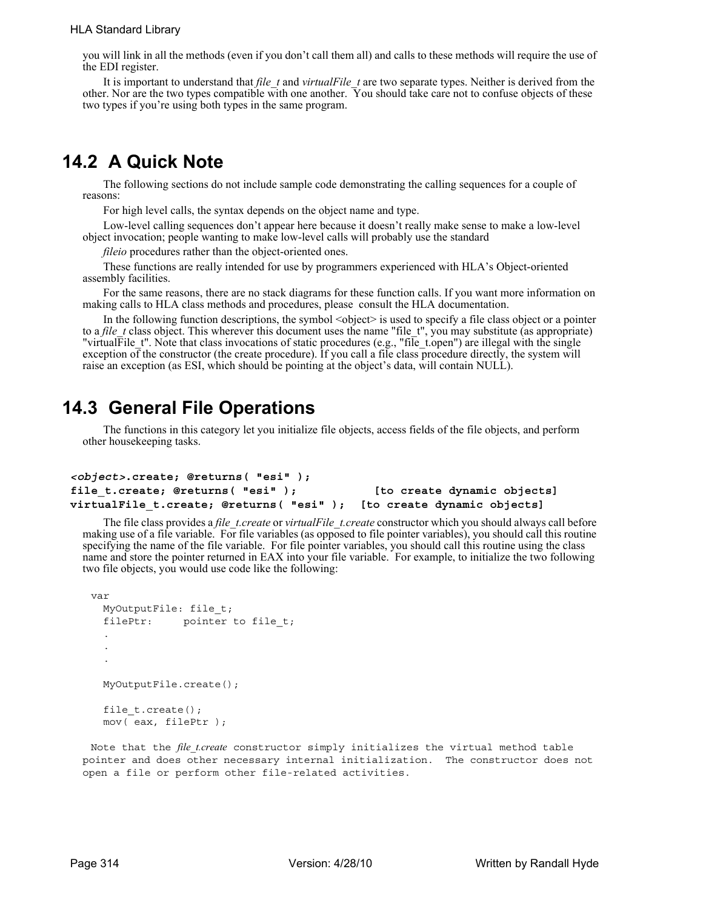you will link in all the methods (even if you don't call them all) and calls to these methods will require the use of the EDI register.

It is important to understand that *file_t* and *virtualFile_t* are two separate types. Neither is derived from the other. Nor are the two types compatible with one another. You should take care not to confuse objects of these two types if you're using both types in the same program.

## 14.2 A Quick Note

The following sections do not include sample code demonstrating the calling sequences for a couple of reasons:

For high level calls, the syntax depends on the object name and type.

Low-level calling sequences don't appear here because it doesn't really make sense to make a low-level object invocation; people wanting to make low-level calls will probably use the standard *fileio* procedures rather than the object-oriented ones.

These functions are really intended for use by programmers experienced with HLA's Object-oriented assembly facilities.

For the same reasons, there are no stack diagrams for these function calls. If you want more information on making calls to HLA class methods and procedures, please consult the HLA documentation.

In the following function descriptions, the symbol <object> is used to specify a file class object or a pointer to a *file_t* class object. This wherever this document uses the name "file_t", you may substitute (as appropriate) "virtualFile_t". Note that class invocations of static procedures (e.g., "file_t.open") are illegal with the single exception of the constructor (the create procedure). If you call a file class procedure directly, the system will raise an exception (as ESI, which should be pointing at the object's data, will contain NULL).

## 14.3 General File Operations

The functions in this category let you initialize file objects, access fields of the file objects, and perform other housekeeping tasks.

```
<object>.create; @returns( "esi" );
file_t.create; @returns( "esi" );           [to create dynamic objects]
virtualFile_t.create; @returns( "esi" );  [to create dynamic objects]
```

The file class provides a *file_t.create* or *virtualFile_t.create* constructor which you should always call before making use of a file variable. For file variables (as opposed to file pointer variables), you should call this routine specifying the name of the file variable. For file pointer variables, you should call this routine using the class name and store the pointer returned in EAX into your file variable. For example, to initialize the two following two file objects, you would use code like the following:

```
var
  MyOutputFile: file_t;
  filePtr:     pointer to file_t;
  .
  .
  .

  MyOutputFile.create();

  file_t.create();
  mov( eax, filePtr );
```

Note that the *file_t.create* constructor simply initializes the virtual method table pointer and does other necessary internal initialization. The constructor does not open a file or perform other file-related activities.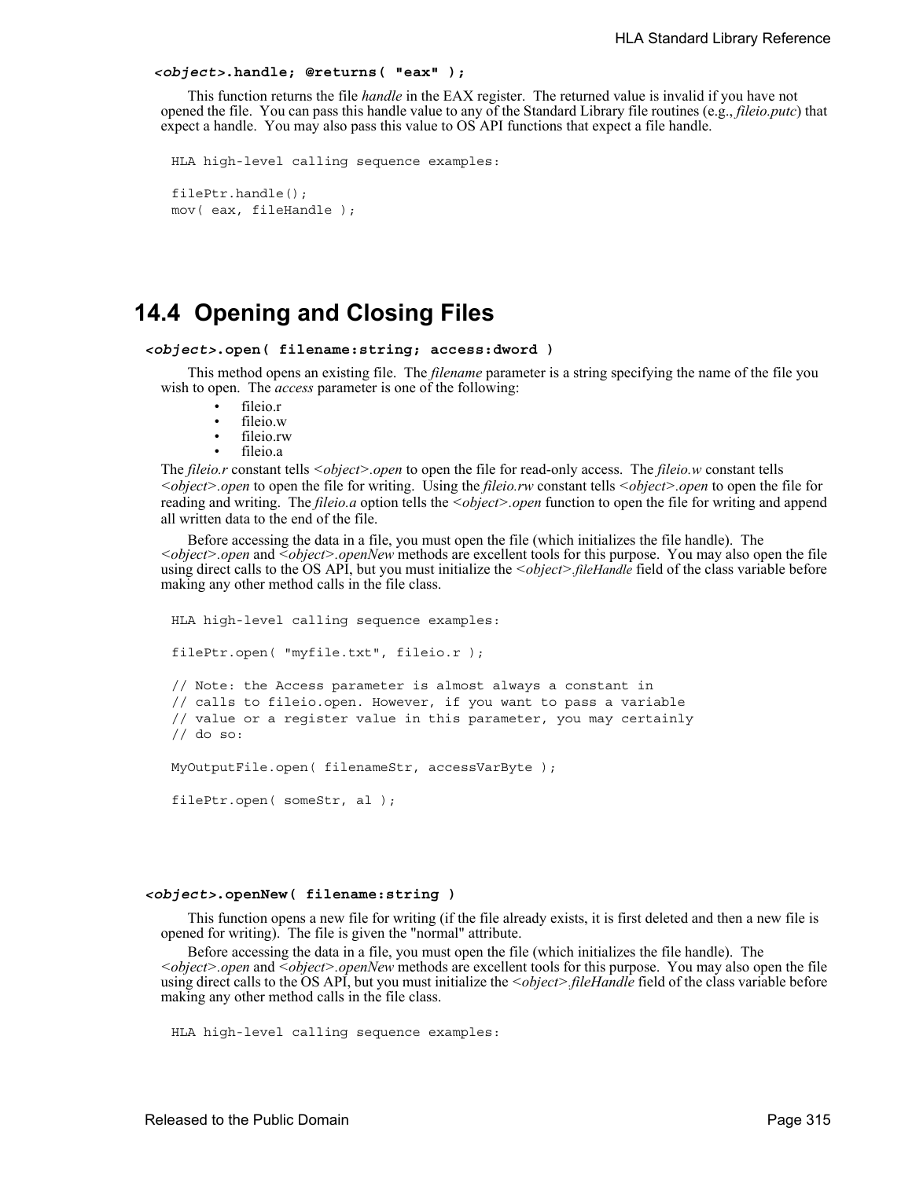***<object>*.handle; @returns( "eax" );**

This function returns the file *handle* in the EAX register. The returned value is invalid if you have not opened the file. You can pass this handle value to any of the Standard Library file routines (e.g., *fileio.putc*) that expect a handle. You may also pass this value to OS API functions that expect a file handle.

```
HLA high-level calling sequence examples:

filePtr.handle();
mov( eax, fileHandle );
```

## 14.4 Opening and Closing Files

***<object>*.open( filename:string; access:dword )**

This method opens an existing file. The *filename* parameter is a string specifying the name of the file you wish to open. The *access* parameter is one of the following:

- fileio.r
- fileio.w
- fileio.rw
- fileio.a

The *fileio.r* constant tells *<object>.open* to open the file for read-only access. The *fileio.w* constant tells *<object>.open* to open the file for writing. Using the *fileio.rw* constant tells *<object>.open* to open the file for reading and writing. The *fileio.a* option tells the *<object>.open* function to open the file for writing and append all written data to the end of the file.

Before accessing the data in a file, you must open the file (which initializes the file handle). The *<object>.open* and *<object>.openNew* methods are excellent tools for this purpose. You may also open the file using direct calls to the OS API, but you must initialize the *<object>.fileHandle* field of the class variable before making any other method calls in the file class.

```
HLA high-level calling sequence examples:

filePtr.open( "myfile.txt", fileio.r );

// Note: the Access parameter is almost always a constant in
// calls to fileio.open. However, if you want to pass a variable
// value or a register value in this parameter, you may certainly
// do so:

MyOutputFile.open( filenameStr, accessVarByte );

filePtr.open( someStr, al );
```

***<object>*.openNew( filename:string )**

This function opens a new file for writing (if the file already exists, it is first deleted and then a new file is opened for writing). The file is given the "normal" attribute.

Before accessing the data in a file, you must open the file (which initializes the file handle). The *<object>.open* and *<object>.openNew* methods are excellent tools for this purpose. You may also open the file using direct calls to the OS API, but you must initialize the *<object>.fileHandle* field of the class variable before making any other method calls in the file class.

```
HLA high-level calling sequence examples:
```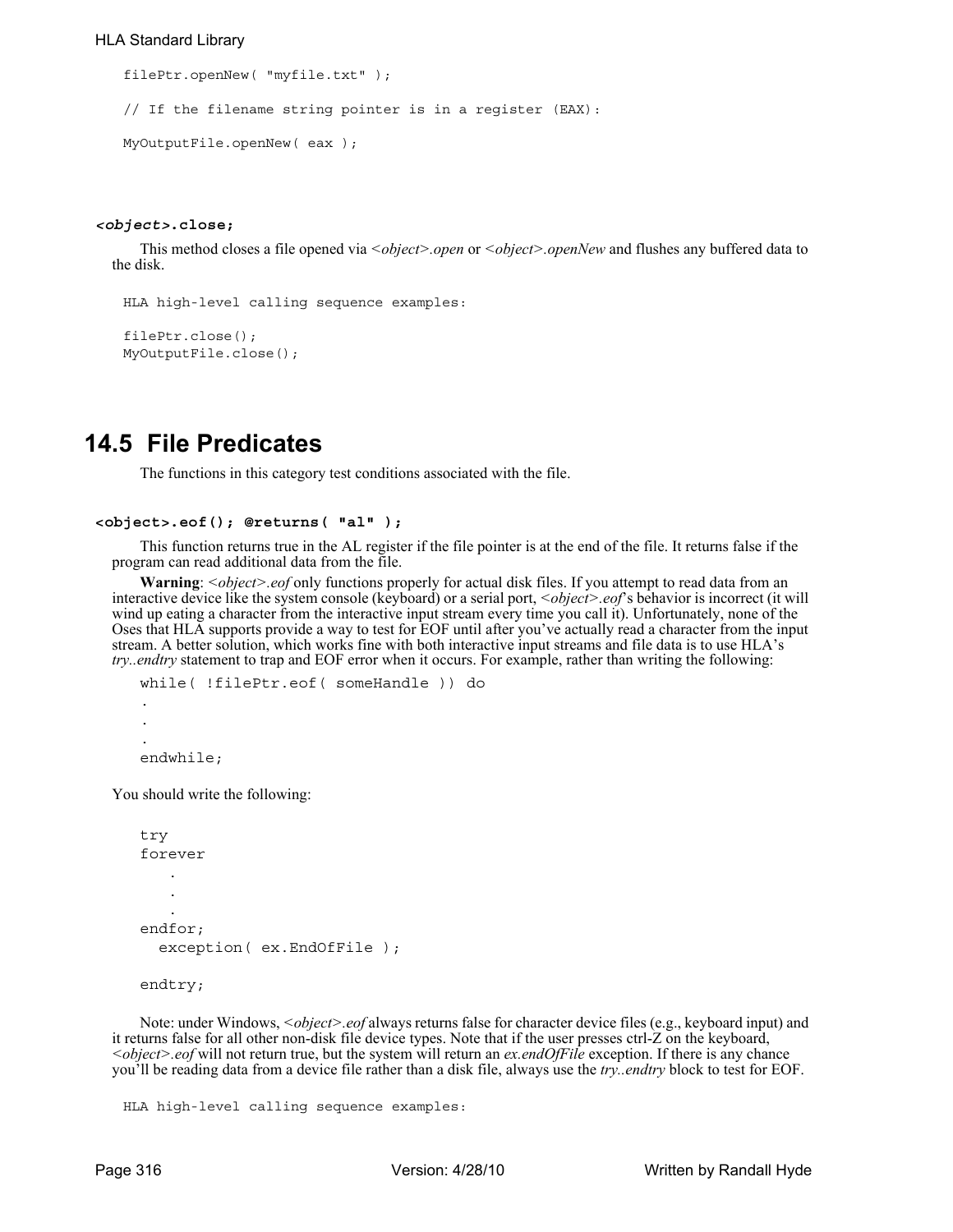```
filePtr.openNew( "myfile.txt" );

// If the filename string pointer is in a register (EAX):

MyOutputFile.openNew( eax );
```

**<*object*>.close;**

This method closes a file opened via *<object>.open* or *<object>.openNew* and flushes any buffered data to the disk.

```
HLA high-level calling sequence examples:

filePtr.close();
MyOutputFile.close();
```

## 14.5 File Predicates

The functions in this category test conditions associated with the file.

**<object>.eof(); @returns( "al" );**

This function returns true in the AL register if the file pointer is at the end of the file. It returns false if the program can read additional data from the file.

**Warning**: *<object>.eof* only functions properly for actual disk files. If you attempt to read data from an interactive device like the system console (keyboard) or a serial port, *<object>.eof*'s behavior is incorrect (it will wind up eating a character from the interactive input stream every time you call it). Unfortunately, none of the Oses that HLA supports provide a way to test for EOF until after you've actually read a character from the input stream. A better solution, which works fine with both interactive input streams and file data is to use HLA's *try..endtry* statement to trap and EOF error when it occurs. For example, rather than writing the following:

```
while( !filePtr.eof( someHandle )) do
.
.
.
endwhile;
```

You should write the following:

```
try
forever
   .
   .
   .
endfor;
  exception( ex.EndOfFile );

endtry;
```

Note: under Windows, *<object>.eof* always returns false for character device files (e.g., keyboard input) and it returns false for all other non-disk file device types. Note that if the user presses ctrl-Z on the keyboard, *<object>.eof* will not return true, but the system will return an *ex.endOfFile* exception. If there is any chance you'll be reading data from a device file rather than a disk file, always use the *try..endtry* block to test for EOF.

```
HLA high-level calling sequence examples:
```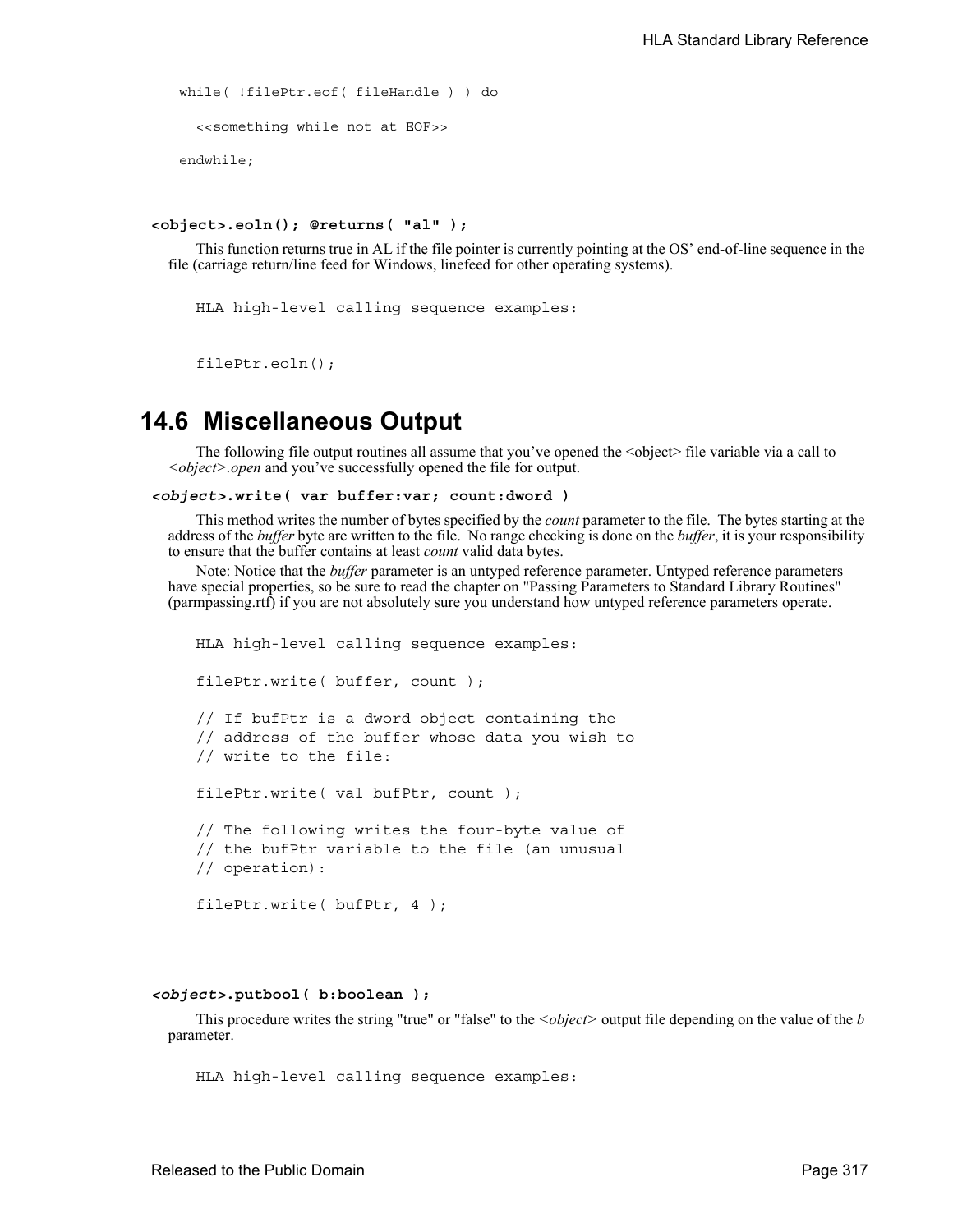```
while( !filePtr.eof( fileHandle ) ) do

  <<something while not at EOF>>

endwhile;
```

**<object>.eoln(); @returns( "al" );**

This function returns true in AL if the file pointer is currently pointing at the OS' end-of-line sequence in the file (carriage return/line feed for Windows, linefeed for other operating systems).

```
HLA high-level calling sequence examples:


filePtr.eoln();
```

## 14.6 Miscellaneous Output

The following file output routines all assume that you've opened the <object> file variable via a call to *<object>.open* and you've successfully opened the file for output.

***<object>*.write( var buffer:var; count:dword )**

This method writes the number of bytes specified by the *count* parameter to the file. The bytes starting at the address of the *buffer* byte are written to the file. No range checking is done on the *buffer*, it is your responsibility to ensure that the buffer contains at least *count* valid data bytes.

Note: Notice that the *buffer* parameter is an untyped reference parameter. Untyped reference parameters have special properties, so be sure to read the chapter on "Passing Parameters to Standard Library Routines" (parmpassing.rtf) if you are not absolutely sure you understand how untyped reference parameters operate.

```
HLA high-level calling sequence examples:

filePtr.write( buffer, count );

// If bufPtr is a dword object containing the
// address of the buffer whose data you wish to
// write to the file:

filePtr.write( val bufPtr, count );

// The following writes the four-byte value of
// the bufPtr variable to the file (an unusual
// operation):

filePtr.write( bufPtr, 4 );
```

***<object>*.putbool( b:boolean );**

This procedure writes the string "true" or "false" to the *<object>* output file depending on the value of the *b* parameter.

```
HLA high-level calling sequence examples:
```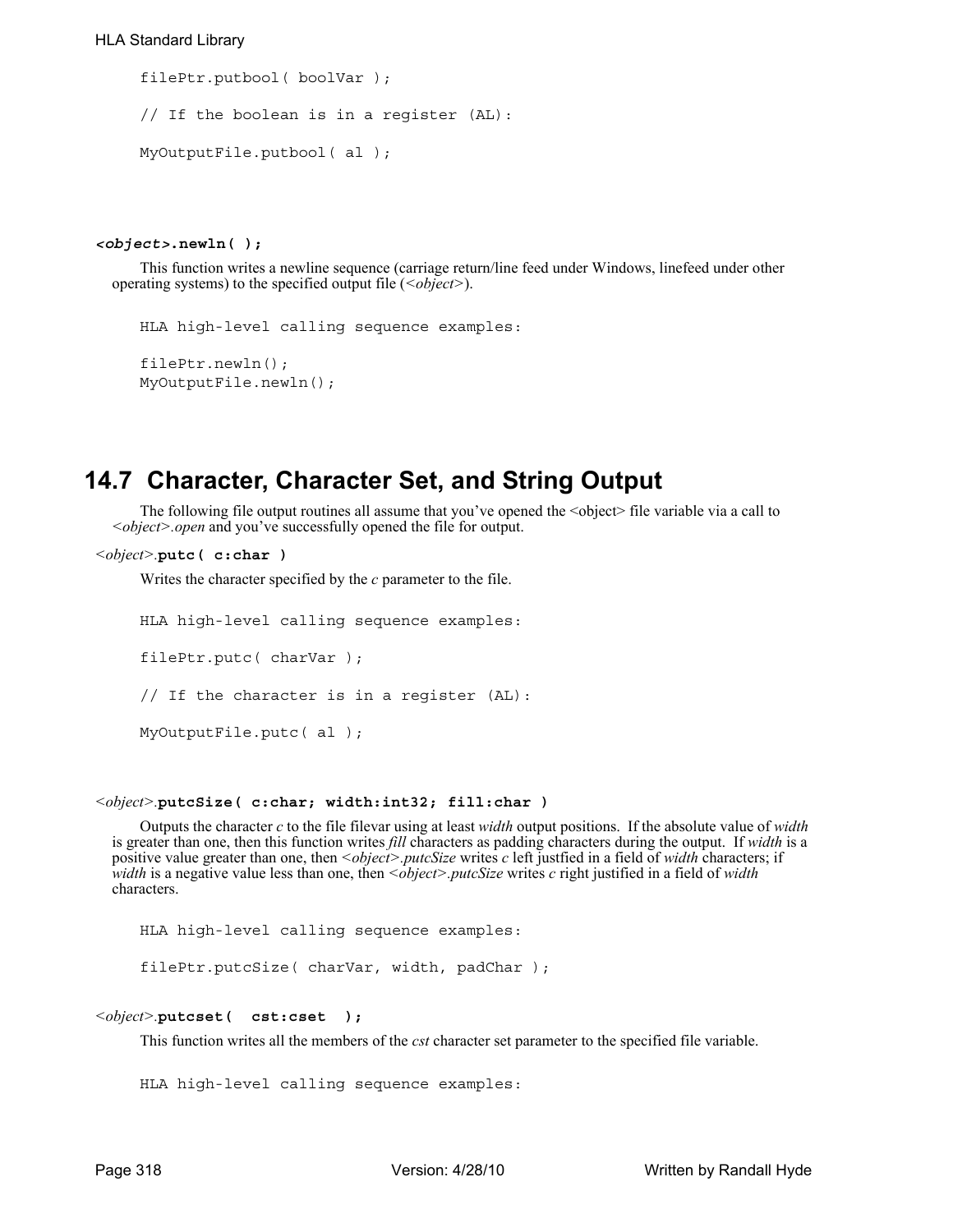```
filePtr.putbool( boolVar );

// If the boolean is in a register (AL):

MyOutputFile.putbool( al );
```

***<object>*.newln( );**

This function writes a newline sequence (carriage return/line feed under Windows, linefeed under other operating systems) to the specified output file (*<object>*).

```
HLA high-level calling sequence examples:

filePtr.newln();
MyOutputFile.newln();
```

## 14.7 Character, Character Set, and String Output

The following file output routines all assume that you've opened the <object> file variable via a call to *<object>.open* and you've successfully opened the file for output.

*<object>*.**putc( c:char )**

Writes the character specified by the *c* parameter to the file.

```
HLA high-level calling sequence examples:

filePtr.putc( charVar );

// If the character is in a register (AL):

MyOutputFile.putc( al );
```

*<object>*.**putcSize( c:char; width:int32; fill:char )**

Outputs the character *c* to the file filevar using at least *width* output positions. If the absolute value of *width* is greater than one, then this function writes *fill* characters as padding characters during the output. If *width* is a positive value greater than one, then *<object>.putcSize* writes *c* left justfied in a field of *width* characters; if *width* is a negative value less than one, then *<object>.putcSize* writes *c* right justified in a field of *width* characters.

```
HLA high-level calling sequence examples:

filePtr.putcSize( charVar, width, padChar );
```

*<object>*.**putcset( cst:cset );**

This function writes all the members of the *cst* character set parameter to the specified file variable.

```
HLA high-level calling sequence examples:
```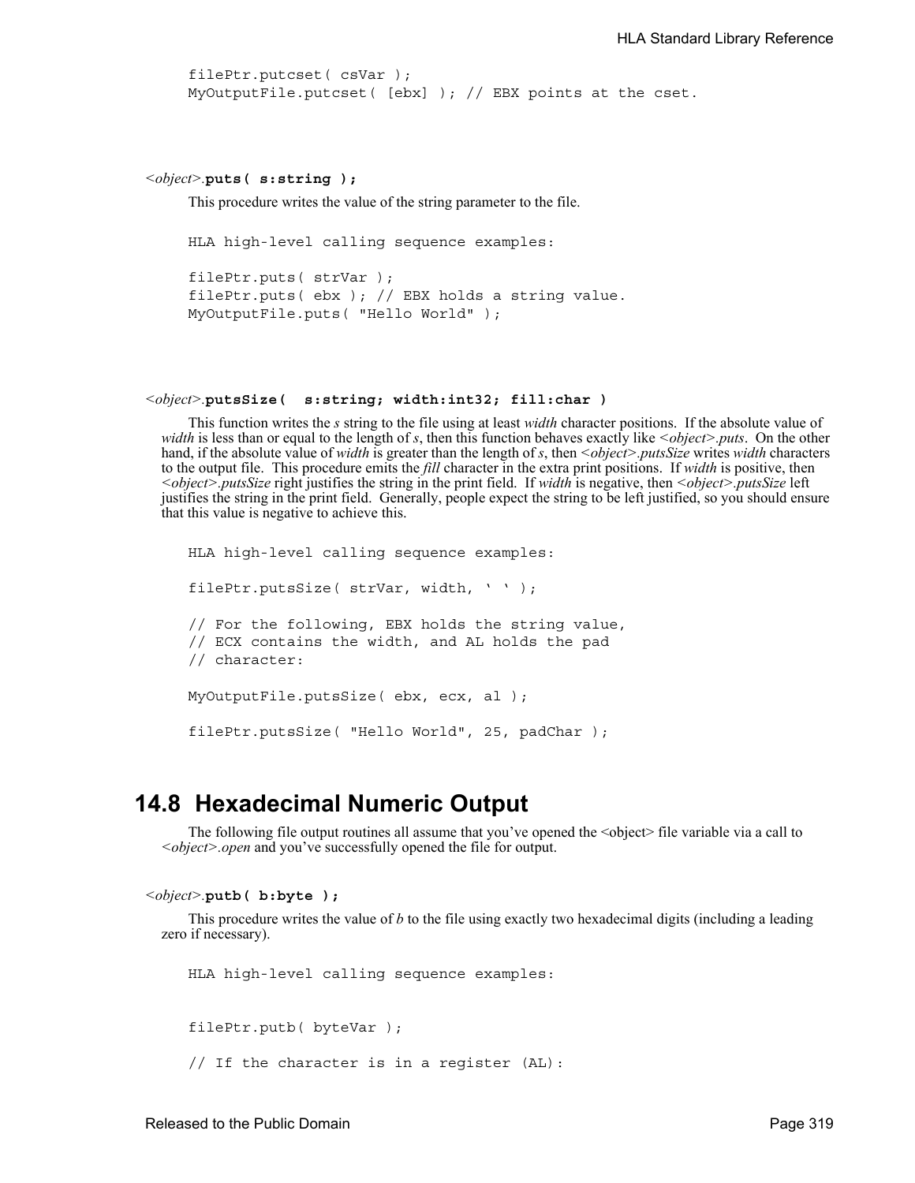```
filePtr.putcset( csVar );
MyOutputFile.putcset( [ebx] ); // EBX points at the cset.
```

*<object>*.**puts( s:string );**

This procedure writes the value of the string parameter to the file.

```
HLA high-level calling sequence examples:

filePtr.puts( strVar );
filePtr.puts( ebx ); // EBX holds a string value.
MyOutputFile.puts( "Hello World" );
```

*<object>*.**putsSize( s:string; width:int32; fill:char )**

This function writes the *s* string to the file using at least *width* character positions. If the absolute value of *width* is less than or equal to the length of *s*, then this function behaves exactly like *<object>.puts*. On the other hand, if the absolute value of *width* is greater than the length of *s*, then *<object>.putsSize* writes *width* characters to the output file. This procedure emits the ***fill*** character in the extra print positions. If *width* is positive, then *<object>.putsSize* right justifies the string in the print field. If *width* is negative, then *<object>.putsSize* left justifies the string in the print field. Generally, people expect the string to be left justified, so you should ensure that this value is negative to achieve this.

```
HLA high-level calling sequence examples:

filePtr.putsSize( strVar, width, ' ' );

// For the following, EBX holds the string value,
// ECX contains the width, and AL holds the pad
// character:

MyOutputFile.putsSize( ebx, ecx, al );

filePtr.putsSize( "Hello World", 25, padChar );
```

## 14.8 Hexadecimal Numeric Output

The following file output routines all assume that you've opened the <object> file variable via a call to *<object>.open* and you've successfully opened the file for output.

*<object>*.**putb( b:byte );**

This procedure writes the value of *b* to the file using exactly two hexadecimal digits (including a leading zero if necessary).

```
HLA high-level calling sequence examples:


filePtr.putb( byteVar );

// If the character is in a register (AL):
```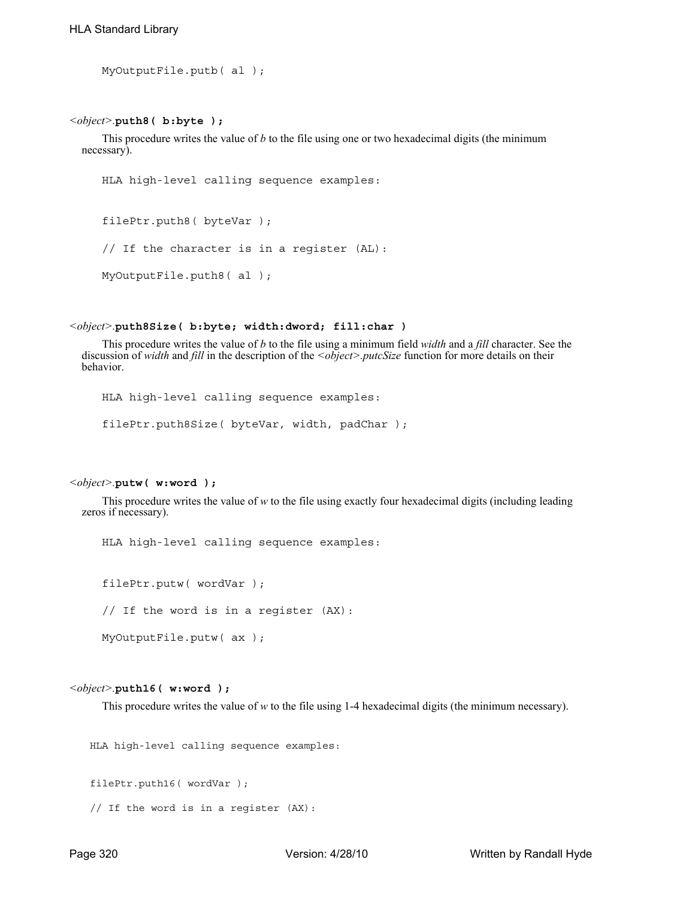```
MyOutputFile.putb( al );
```

<*object*>.**puth8( b:byte );**

This procedure writes the value of *b* to the file using one or two hexadecimal digits (the minimum necessary).

```
HLA high-level calling sequence examples:

filePtr.puth8( byteVar );

// If the character is in a register (AL):

MyOutputFile.puth8( al );
```

<*object*>.**puth8Size( b:byte; width:dword; fill:char )**

This procedure writes the value of *b* to the file using a minimum field *width* and a *fill* character. See the discussion of *width* and *fill* in the description of the *<object>.putcSize* function for more details on their behavior.

```
HLA high-level calling sequence examples:

filePtr.puth8Size( byteVar, width, padChar );
```

<*object*>.**putw( w:word );**

This procedure writes the value of *w* to the file using exactly four hexadecimal digits (including leading zeros if necessary).

```
HLA high-level calling sequence examples:

filePtr.putw( wordVar );

// If the word is in a register (AX):

MyOutputFile.putw( ax );
```

<*object*>.**puth16( w:word );**

This procedure writes the value of *w* to the file using 1-4 hexadecimal digits (the minimum necessary).

```
HLA high-level calling sequence examples:

filePtr.puth16( wordVar );

// If the word is in a register (AX):
```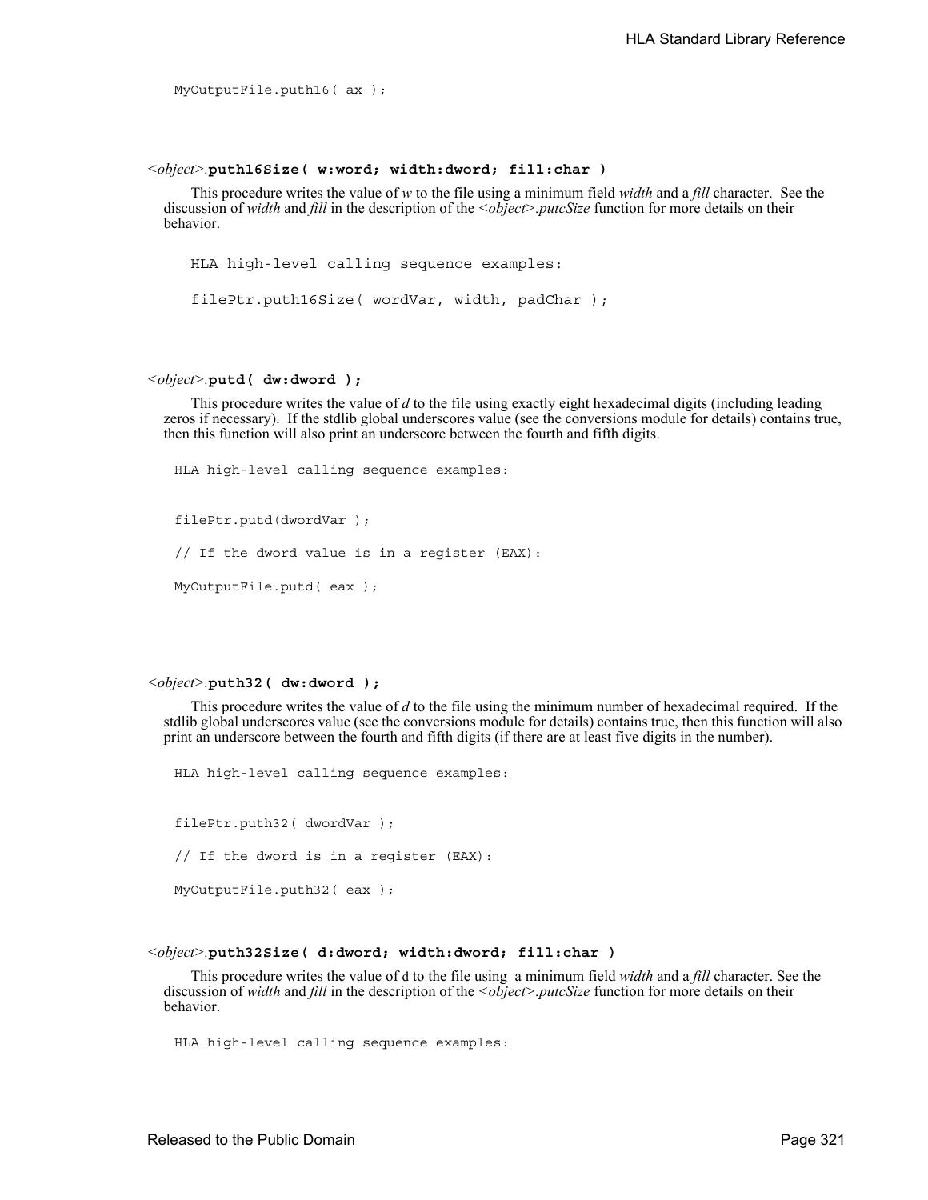```
MyOutputFile.puth16( ax );
```

### <*object*>.**puth16Size( w:word; width:dword; fill:char )**

This procedure writes the value of *w* to the file using a minimum field *width* and a *fill* character. See the discussion of *width* and *fill* in the description of the <*object*>*.putcSize* function for more details on their behavior.

```
HLA high-level calling sequence examples:

filePtr.puth16Size( wordVar, width, padChar );
```

### <*object*>.**putd( dw:dword );**

This procedure writes the value of *d* to the file using exactly eight hexadecimal digits (including leading zeros if necessary). If the stdlib global underscores value (see the conversions module for details) contains true, then this function will also print an underscore between the fourth and fifth digits.

```
HLA high-level calling sequence examples:


filePtr.putd(dwordVar );

// If the dword value is in a register (EAX):

MyOutputFile.putd( eax );
```

### <*object*>.**puth32( dw:dword );**

This procedure writes the value of *d* to the file using the minimum number of hexadecimal required. If the stdlib global underscores value (see the conversions module for details) contains true, then this function will also print an underscore between the fourth and fifth digits (if there are at least five digits in the number).

```
HLA high-level calling sequence examples:


filePtr.puth32( dwordVar );

// If the dword is in a register (EAX):

MyOutputFile.puth32( eax );
```

### <*object*>.**puth32Size( d:dword; width:dword; fill:char )**

This procedure writes the value of d to the file using a minimum field *width* and a *fill* character. See the discussion of *width* and *fill* in the description of the <*object*>*.putcSize* function for more details on their behavior.

```
HLA high-level calling sequence examples:
```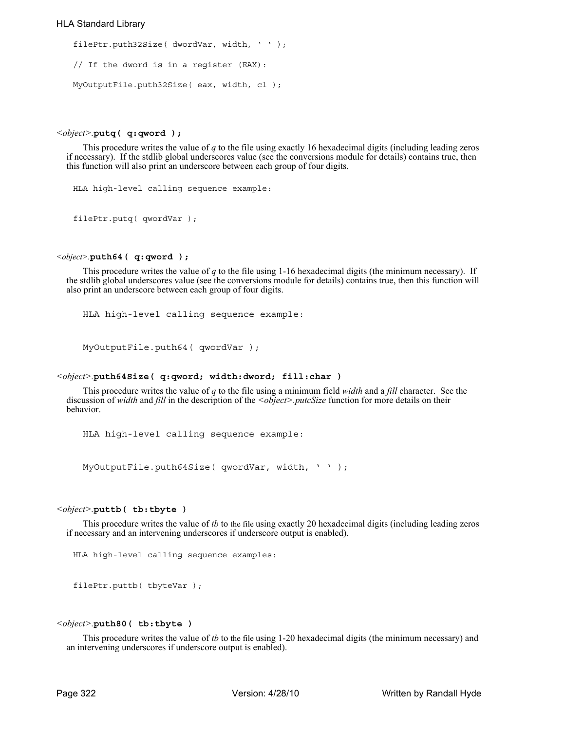```
filePtr.puth32Size( dwordVar, width, ' ' );

// If the dword is in a register (EAX):

MyOutputFile.puth32Size( eax, width, cl );
```

*<object>*.**putq( q:qword );**

This procedure writes the value of *q* to the file using exactly 16 hexadecimal digits (including leading zeros if necessary). If the stdlib global underscores value (see the conversions module for details) contains true, then this function will also print an underscore between each group of four digits.

```
HLA high-level calling sequence example:

filePtr.putq( qwordVar );
```

*<object>*.**puth64( q:qword );**

This procedure writes the value of *q* to the file using 1-16 hexadecimal digits (the minimum necessary). If the stdlib global underscores value (see the conversions module for details) contains true, then this function will also print an underscore between each group of four digits.

```
HLA high-level calling sequence example:

MyOutputFile.puth64( qwordVar );
```

*<object>*.**puth64Size( q:qword; width:dword; fill:char )**

This procedure writes the value of *q* to the file using a minimum field *width* and a *fill* character. See the discussion of *width* and *fill* in the description of the *<object>.putcSize* function for more details on their behavior.

```
HLA high-level calling sequence example:

MyOutputFile.puth64Size( qwordVar, width, ' ' );
```

*<object>*.**puttb( tb:tbyte )**

This procedure writes the value of *tb* to the file using exactly 20 hexadecimal digits (including leading zeros if necessary and an intervening underscores if underscore output is enabled).

```
HLA high-level calling sequence examples:

filePtr.puttb( tbyteVar );
```

*<object>*.**puth80( tb:tbyte )**

This procedure writes the value of *tb* to the file using 1-20 hexadecimal digits (the minimum necessary) and an intervening underscores if underscore output is enabled).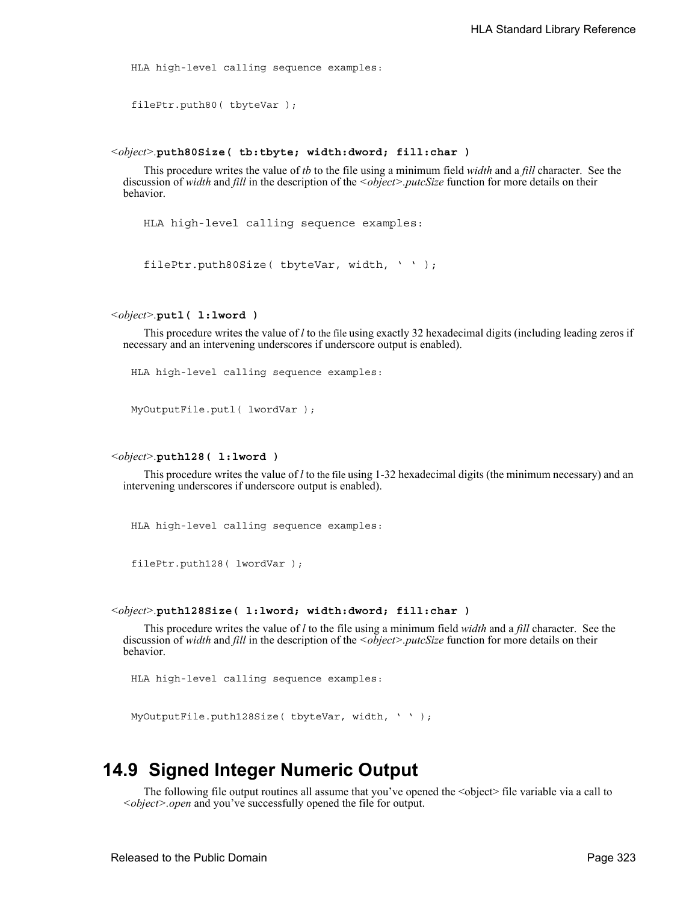HLA high-level calling sequence examples:

```
filePtr.puth80( tbyteVar );
```

### *<object>*.**puth80Size( tb:tbyte; width:dword; fill:char )**

This procedure writes the value of *tb* to the file using a minimum field *width* and a *fill* character. See the discussion of *width* and *fill* in the description of the *<object>.putcSize* function for more details on their behavior.

HLA high-level calling sequence examples:

```
filePtr.puth80Size( tbyteVar, width, ' ' );
```

### *<object>*.**putl( l:lword )**

This procedure writes the value of *l* to the file using exactly 32 hexadecimal digits (including leading zeros if necessary and an intervening underscores if underscore output is enabled).

HLA high-level calling sequence examples:

```
MyOutputFile.putl( lwordVar );
```

### *<object>*.**puth128( l:lword )**

This procedure writes the value of *l* to the file using 1-32 hexadecimal digits (the minimum necessary) and an intervening underscores if underscore output is enabled).

HLA high-level calling sequence examples:

```
filePtr.puth128( lwordVar );
```

### *<object>*.**puth128Size( l:lword; width:dword; fill:char )**

This procedure writes the value of *l* to the file using a minimum field *width* and a *fill* character. See the discussion of *width* and *fill* in the description of the *<object>.putcSize* function for more details on their behavior.

HLA high-level calling sequence examples:

```
MyOutputFile.puth128Size( tbyteVar, width, ' ' );
```

## 14.9 Signed Integer Numeric Output

The following file output routines all assume that you've opened the <object> file variable via a call to *<object>.open* and you've successfully opened the file for output.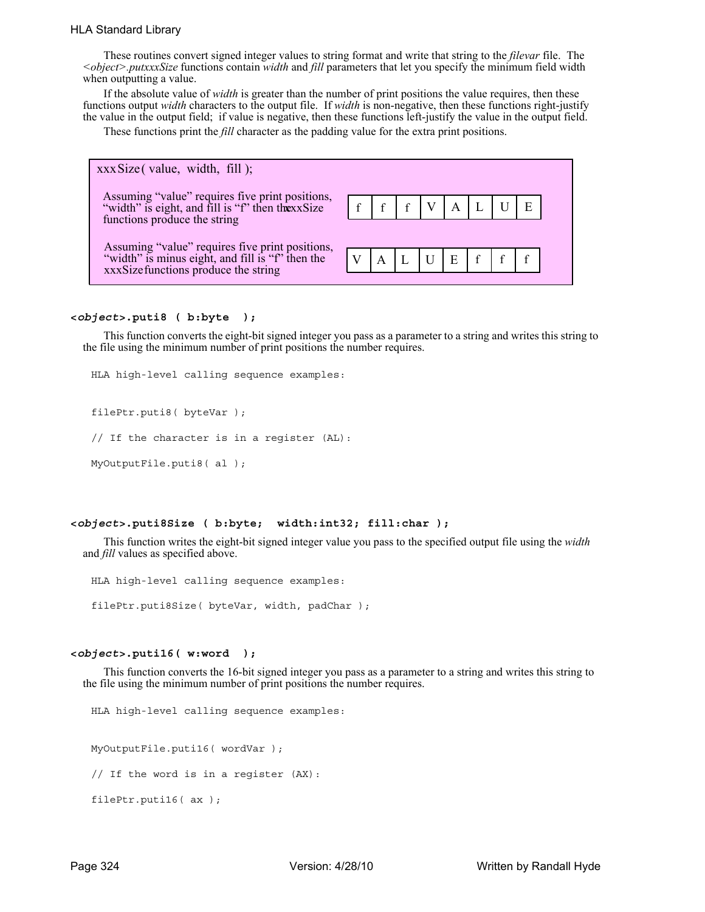These routines convert signed integer values to string format and write that string to the *filevar* file. The *<object>.putxxxSize* functions contain *width* and *fill* parameters that let you specify the minimum field width when outputting a value.

If the absolute value of *width* is greater than the number of print positions the value requires, then these functions output *width* characters to the output file. If *width* is non-negative, then these functions right-justify the value in the output field; if value is negative, then these functions left-justify the value in the output field.

These functions print the *fill* character as the padding value for the extra print positions.

xxxSize( value, width, fill );

Assuming "value" requires five print positions, "width" is eight, and fill is "f" then the xxxSize functions produce the string

| f | f | f | V | A | L | U | E |
|---|---|---|---|---|---|---|---|

Assuming "value" requires five print positions, "width" is minus eight, and fill is "f" then the xxxSize functions produce the string

| V | A | L | U | E | f | f | f |
|---|---|---|---|---|---|---|---|

#### <*object*>.puti8 ( b:byte );

This function converts the eight-bit signed integer you pass as a parameter to a string and writes this string to the file using the minimum number of print positions the number requires.

```
HLA high-level calling sequence examples:


filePtr.puti8( byteVar );

// If the character is in a register (AL):

MyOutputFile.puti8( al );
```

#### <*object*>.puti8Size ( b:byte; width:int32; fill:char );

This function writes the eight-bit signed integer value you pass to the specified output file using the *width* and *fill* values as specified above.

```
HLA high-level calling sequence examples:

filePtr.puti8Size( byteVar, width, padChar );
```

#### <*object*>.puti16( w:word );

This function converts the 16-bit signed integer you pass as a parameter to a string and writes this string to the file using the minimum number of print positions the number requires.

```
HLA high-level calling sequence examples:


MyOutputFile.puti16( wordVar );

// If the word is in a register (AX):

filePtr.puti16( ax );
```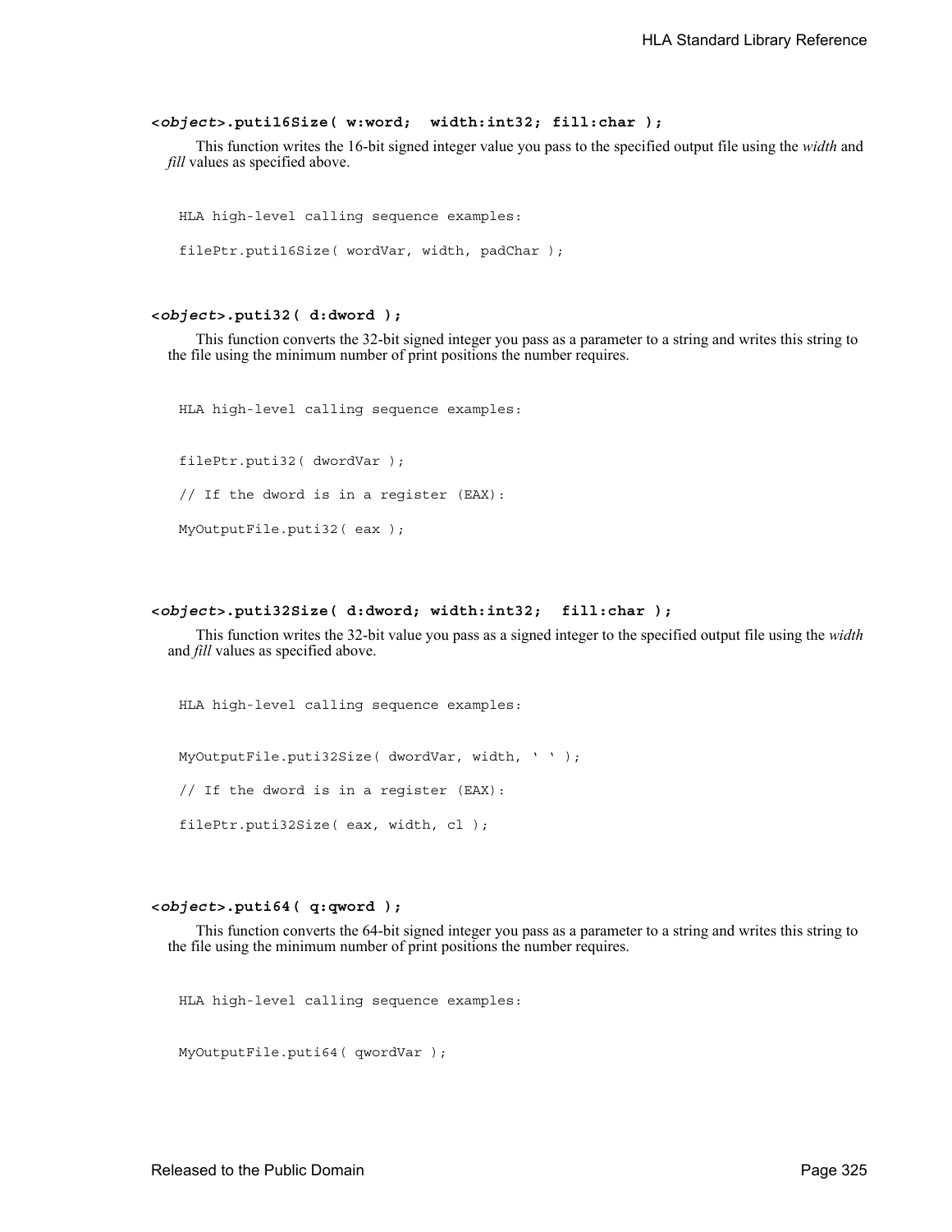**<*object*>.puti16Size( w:word;  width:int32; fill:char );**

This function writes the 16-bit signed integer value you pass to the specified output file using the *width* and *fill* values as specified above.

```
HLA high-level calling sequence examples:

filePtr.puti16Size( wordVar, width, padChar );
```

**<*object*>.puti32( d:dword );**

This function converts the 32-bit signed integer you pass as a parameter to a string and writes this string to the file using the minimum number of print positions the number requires.

```
HLA high-level calling sequence examples:

filePtr.puti32( dwordVar );

// If the dword is in a register (EAX):

MyOutputFile.puti32( eax );
```

**<*object*>.puti32Size( d:dword; width:int32;  fill:char );**

This function writes the 32-bit value you pass as a signed integer to the specified output file using the *width* and *fill* values as specified above.

```
HLA high-level calling sequence examples:

MyOutputFile.puti32Size( dwordVar, width, ' ' );

// If the dword is in a register (EAX):

filePtr.puti32Size( eax, width, cl );
```

**<*object*>.puti64( q:qword );**

This function converts the 64-bit signed integer you pass as a parameter to a string and writes this string to the file using the minimum number of print positions the number requires.

```
HLA high-level calling sequence examples:

MyOutputFile.puti64( qwordVar );
```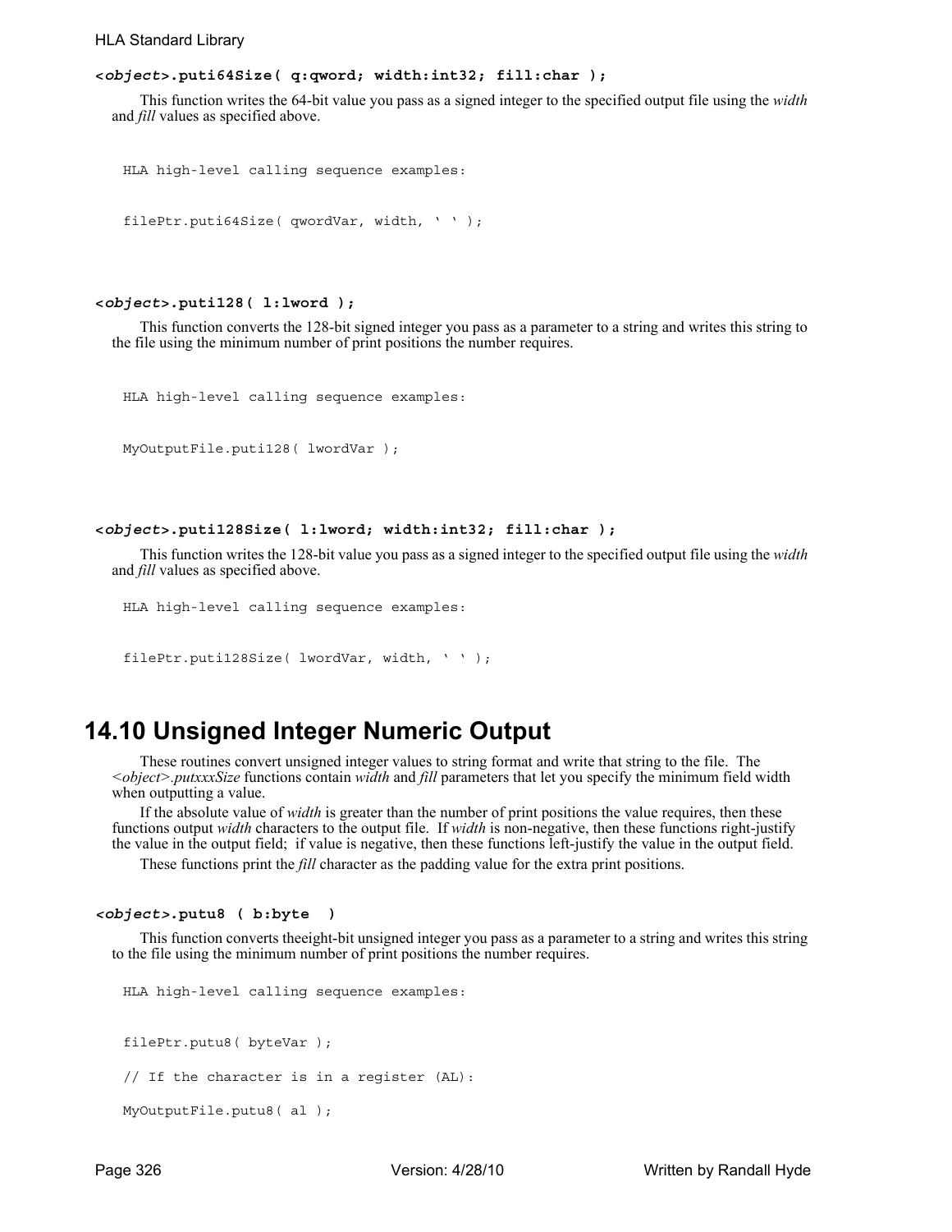**<*object*>.puti64Size( q:qword; width:int32; fill:char );**

This function writes the 64-bit value you pass as a signed integer to the specified output file using the *width* and *fill* values as specified above.

```
HLA high-level calling sequence examples:

filePtr.puti64Size( qwordVar, width, ' ' );
```

**<*object*>.puti128( l:lword );**

This function converts the 128-bit signed integer you pass as a parameter to a string and writes this string to the file using the minimum number of print positions the number requires.

```
HLA high-level calling sequence examples:

MyOutputFile.puti128( lwordVar );
```

**<*object*>.puti128Size( l:lword; width:int32; fill:char );**

This function writes the 128-bit value you pass as a signed integer to the specified output file using the *width* and *fill* values as specified above.

```
HLA high-level calling sequence examples:

filePtr.puti128Size( lwordVar, width, ' ' );
```

## 14.10 Unsigned Integer Numeric Output

These routines convert unsigned integer values to string format and write that string to the file. The *<object>.putxxxSize* functions contain *width* and *fill* parameters that let you specify the minimum field width when outputting a value.

If the absolute value of *width* is greater than the number of print positions the value requires, then these functions output *width* characters to the output file. If *width* is non-negative, then these functions right-justify the value in the output field; if value is negative, then these functions left-justify the value in the output field.

These functions print the *fill* character as the padding value for the extra print positions.

**<*object*>.putu8 ( b:byte )**

This function converts theeight-bit unsigned integer you pass as a parameter to a string and writes this string to the file using the minimum number of print positions the number requires.

```
HLA high-level calling sequence examples:

filePtr.putu8( byteVar );

// If the character is in a register (AL):

MyOutputFile.putu8( al );
```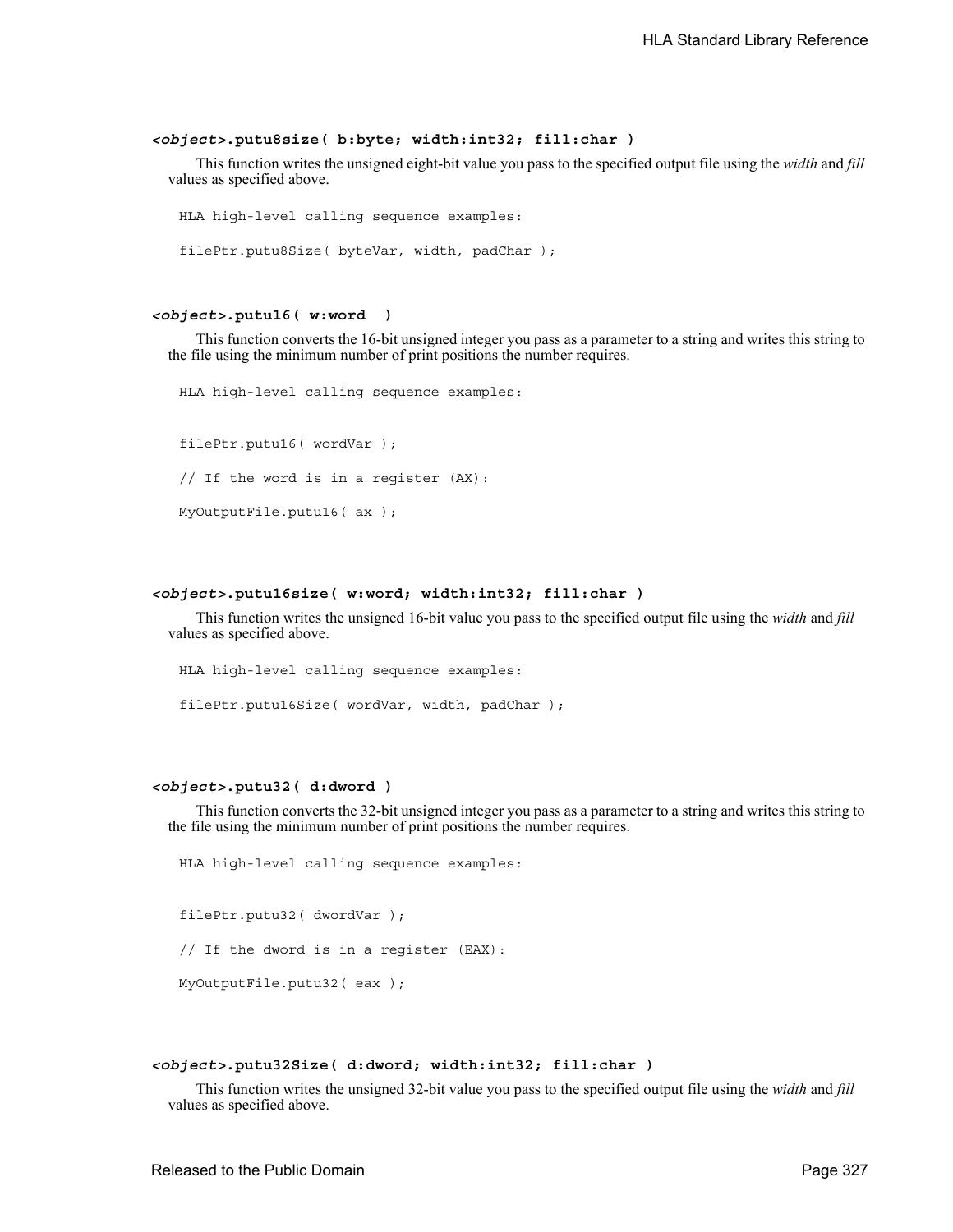#### *<object>*.putu8size( b:byte; width:int32; fill:char )

This function writes the unsigned eight-bit value you pass to the specified output file using the *width* and *fill* values as specified above.

```
HLA high-level calling sequence examples:

filePtr.putu8Size( byteVar, width, padChar );
```

#### *<object>*.putu16( w:word )

This function converts the 16-bit unsigned integer you pass as a parameter to a string and writes this string to the file using the minimum number of print positions the number requires.

```
HLA high-level calling sequence examples:


filePtr.putu16( wordVar );

// If the word is in a register (AX):

MyOutputFile.putu16( ax );
```

#### *<object>*.putu16size( w:word; width:int32; fill:char )

This function writes the unsigned 16-bit value you pass to the specified output file using the *width* and *fill* values as specified above.

```
HLA high-level calling sequence examples:

filePtr.putu16Size( wordVar, width, padChar );
```

#### *<object>*.putu32( d:dword )

This function converts the 32-bit unsigned integer you pass as a parameter to a string and writes this string to the file using the minimum number of print positions the number requires.

```
HLA high-level calling sequence examples:


filePtr.putu32( dwordVar );

// If the dword is in a register (EAX):

MyOutputFile.putu32( eax );
```

#### *<object>*.putu32Size( d:dword; width:int32; fill:char )

This function writes the unsigned 32-bit value you pass to the specified output file using the *width* and *fill* values as specified above.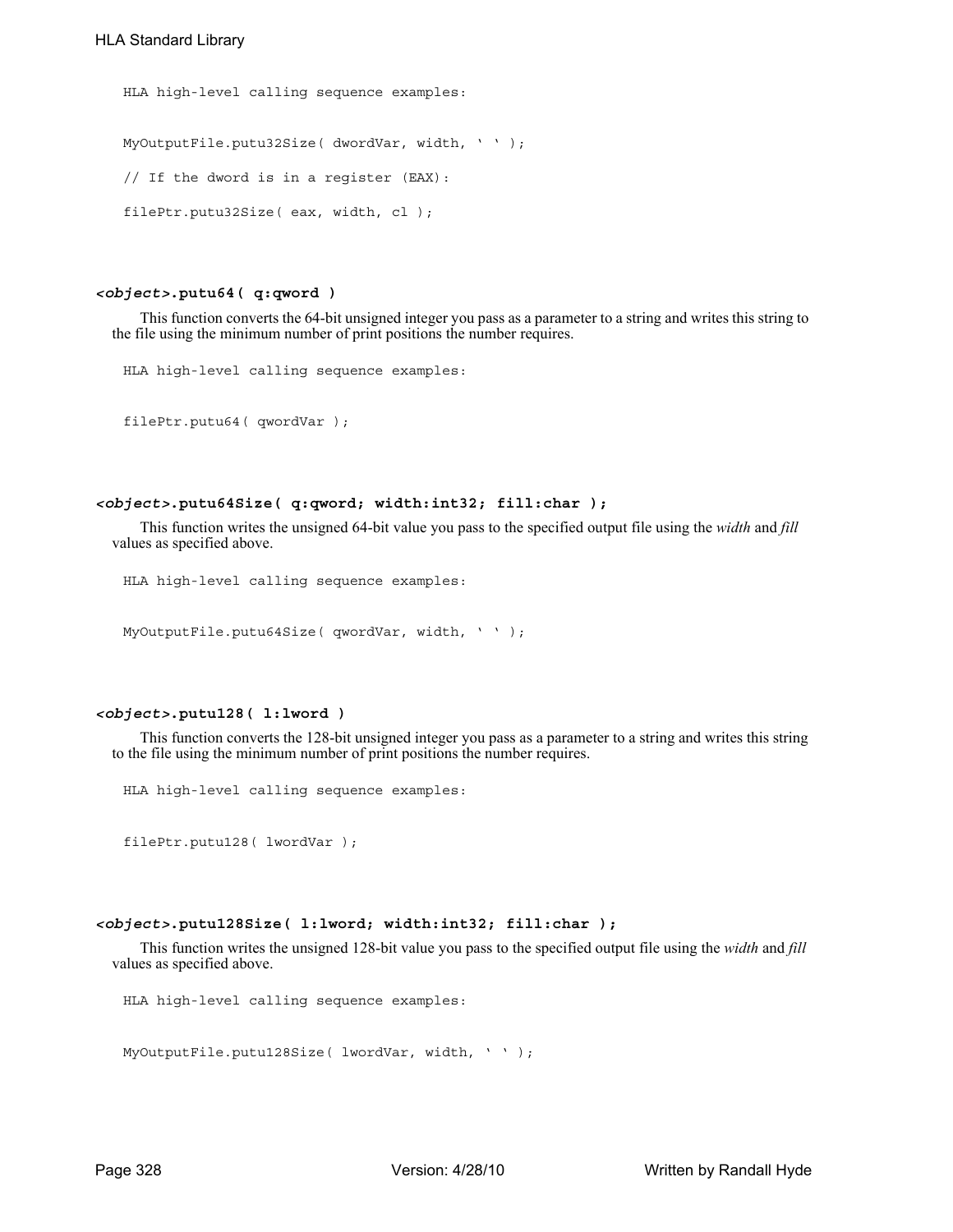HLA high-level calling sequence examples:

```
MyOutputFile.putu32Size( dwordVar, width, ' ' );

// If the dword is in a register (EAX):

filePtr.putu32Size( eax, width, cl );
```

#### ***<object>*.putu64( q:qword )**

This function converts the 64-bit unsigned integer you pass as a parameter to a string and writes this string to the file using the minimum number of print positions the number requires.

HLA high-level calling sequence examples:

```
filePtr.putu64( qwordVar );
```

#### ***<object>*.putu64Size( q:qword; width:int32; fill:char );**

This function writes the unsigned 64-bit value you pass to the specified output file using the *width* and *fill* values as specified above.

HLA high-level calling sequence examples:

```
MyOutputFile.putu64Size( qwordVar, width, ' ' );
```

#### ***<object>*.putu128( l:lword )**

This function converts the 128-bit unsigned integer you pass as a parameter to a string and writes this string to the file using the minimum number of print positions the number requires.

HLA high-level calling sequence examples:

```
filePtr.putu128( lwordVar );
```

#### ***<object>*.putu128Size( l:lword; width:int32; fill:char );**

This function writes the unsigned 128-bit value you pass to the specified output file using the *width* and *fill* values as specified above.

HLA high-level calling sequence examples:

```
MyOutputFile.putu128Size( lwordVar, width, ' ' );
```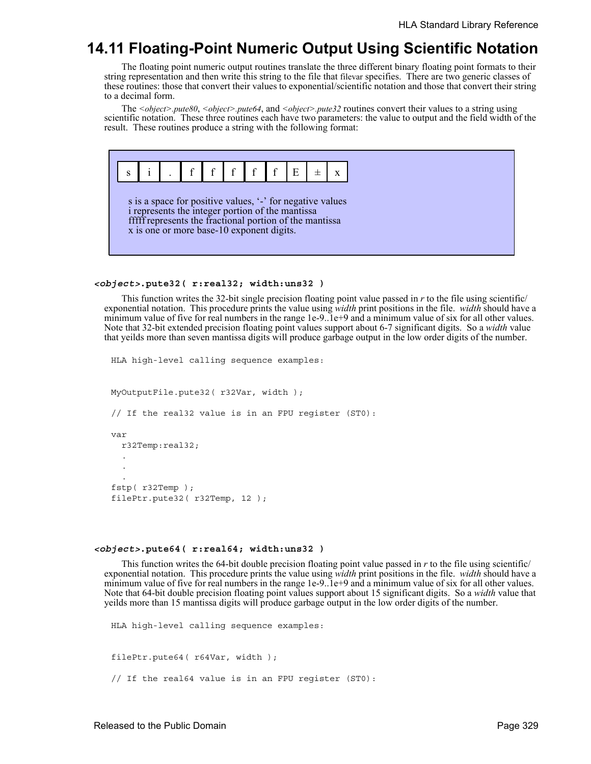## 14.11 Floating-Point Numeric Output Using Scientific Notation

The floating point numeric output routines translate the three different binary floating point formats to their string representation and then write this string to the file that filevar specifies. There are two generic classes of these routines: those that convert their values to exponential/scientific notation and those that convert their string to a decimal form.

The *<object>.pute80*, *<object>.pute64*, and *<object>.pute32* routines convert their values to a string using scientific notation. These three routines each have two parameters: the value to output and the field width of the result. These routines produce a string with the following format:

| s | i | . | f | f | f | f | f | E | ± | x |
|---|---|---|---|---|---|---|---|---|---|---|

s is a space for positive values, '-' for negative values
i represents the integer portion of the mantissa
fffff represents the fractional portion of the mantissa
x is one or more base-10 exponent digits.

**<*object*>.pute32( r:real32; width:uns32 )**

This function writes the 32-bit single precision floating point value passed in *r* to the file using scientific/exponential notation. This procedure prints the value using *width* print positions in the file. *width* should have a minimum value of five for real numbers in the range 1e-9..1e+9 and a minimum value of six for all other values. Note that 32-bit extended precision floating point values support about 6-7 significant digits. So a *width* value that yeilds more than seven mantissa digits will produce garbage output in the low order digits of the number.

```
HLA high-level calling sequence examples:


MyOutputFile.pute32( r32Var, width );

// If the real32 value is in an FPU register (ST0):

var
  r32Temp:real32;
  .
  .
  .
fstp( r32Temp );
filePtr.pute32( r32Temp, 12 );
```

**<*object*>.pute64( r:real64; width:uns32 )**

This function writes the 64-bit double precision floating point value passed in *r* to the file using scientific/exponential notation. This procedure prints the value using *width* print positions in the file. *width* should have a minimum value of five for real numbers in the range 1e-9..1e+9 and a minimum value of six for all other values. Note that 64-bit double precision floating point values support about 15 significant digits. So a *width* value that yeilds more than 15 mantissa digits will produce garbage output in the low order digits of the number.

```
HLA high-level calling sequence examples:


filePtr.pute64( r64Var, width );

// If the real64 value is in an FPU register (ST0):
```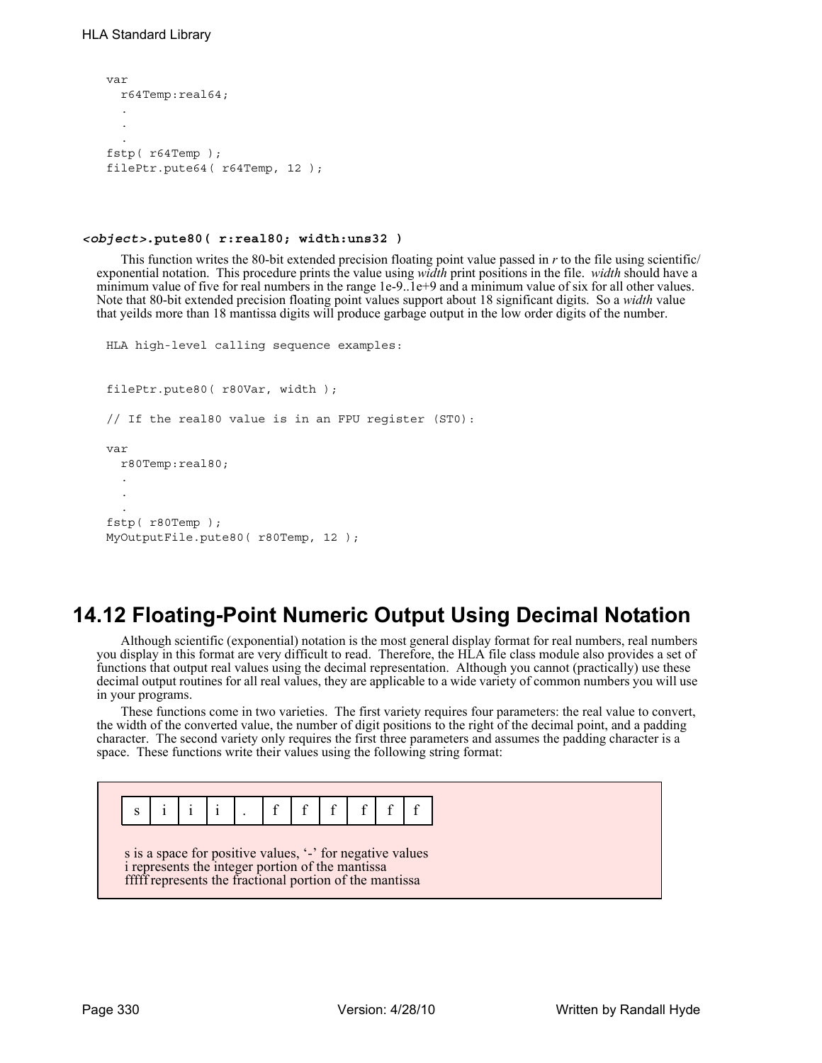```
var
  r64Temp:real64;
  .
  .
  .
fstp( r64Temp );
filePtr.pute64( r64Temp, 12 );
```

***<object>*.pute80( r:real80; width:uns32 )**

This function writes the 80-bit extended precision floating point value passed in *r* to the file using scientific/exponential notation. This procedure prints the value using *width* print positions in the file. *width* should have a minimum value of five for real numbers in the range 1e-9..1e+9 and a minimum value of six for all other values. Note that 80-bit extended precision floating point values support about 18 significant digits. So a *width* value that yeilds more than 18 mantissa digits will produce garbage output in the low order digits of the number.

```
HLA high-level calling sequence examples:


filePtr.pute80( r80Var, width );

// If the real80 value is in an FPU register (ST0):

var
  r80Temp:real80;
  .
  .
  .
fstp( r80Temp );
MyOutputFile.pute80( r80Temp, 12 );
```

## 14.12 Floating-Point Numeric Output Using Decimal Notation

Although scientific (exponential) notation is the most general display format for real numbers, real numbers you display in this format are very difficult to read. Therefore, the HLA file class module also provides a set of functions that output real values using the decimal representation. Although you cannot (practically) use these decimal output routines for all real values, they are applicable to a wide variety of common numbers you will use in your programs.

These functions come in two varieties. The first variety requires four parameters: the real value to convert, the width of the converted value, the number of digit positions to the right of the decimal point, and a padding character. The second variety only requires the first three parameters and assumes the padding character is a space. These functions write their values using the following string format:

| s | i | i | i | . | f | f | f | f | f | f |
|---|---|---|---|---|---|---|---|---|---|---|

s is a space for positive values, '-' for negative values
i represents the integer portion of the mantissa
fffff represents the fractional portion of the mantissa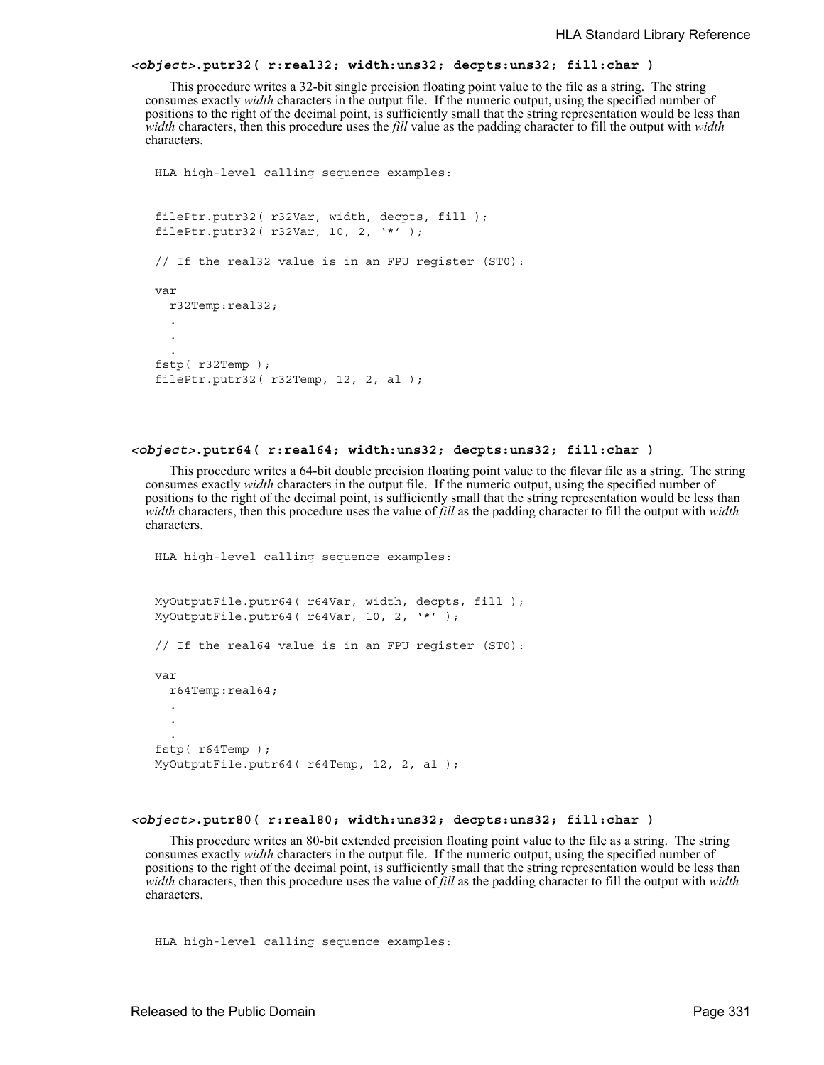### *<object>*.putr32( r:real32; width:uns32; decpts:uns32; fill:char )

This procedure writes a 32-bit single precision floating point value to the file as a string. The string consumes exactly *width* characters in the output file. If the numeric output, using the specified number of positions to the right of the decimal point, is sufficiently small that the string representation would be less than *width* characters, then this procedure uses the *fill* value as the padding character to fill the output with *width* characters.

```
HLA high-level calling sequence examples:


filePtr.putr32( r32Var, width, decpts, fill );
filePtr.putr32( r32Var, 10, 2, '*' );

// If the real32 value is in an FPU register (ST0):

var
  r32Temp:real32;
  .
  .
  .
fstp( r32Temp );
filePtr.putr32( r32Temp, 12, 2, al );
```

### *<object>*.putr64( r:real64; width:uns32; decpts:uns32; fill:char )

This procedure writes a 64-bit double precision floating point value to the filevar file as a string. The string consumes exactly *width* characters in the output file. If the numeric output, using the specified number of positions to the right of the decimal point, is sufficiently small that the string representation would be less than *width* characters, then this procedure uses the value of *fill* as the padding character to fill the output with *width* characters.

```
HLA high-level calling sequence examples:


MyOutputFile.putr64( r64Var, width, decpts, fill );
MyOutputFile.putr64( r64Var, 10, 2, '*' );

// If the real64 value is in an FPU register (ST0):

var
  r64Temp:real64;
  .
  .
  .
fstp( r64Temp );
MyOutputFile.putr64( r64Temp, 12, 2, al );
```

### *<object>*.putr80( r:real80; width:uns32; decpts:uns32; fill:char )

This procedure writes an 80-bit extended precision floating point value to the file as a string. The string consumes exactly *width* characters in the output file. If the numeric output, using the specified number of positions to the right of the decimal point, is sufficiently small that the string representation would be less than *width* characters, then this procedure uses the value of *fill* as the padding character to fill the output with *width* characters.

```
HLA high-level calling sequence examples:
```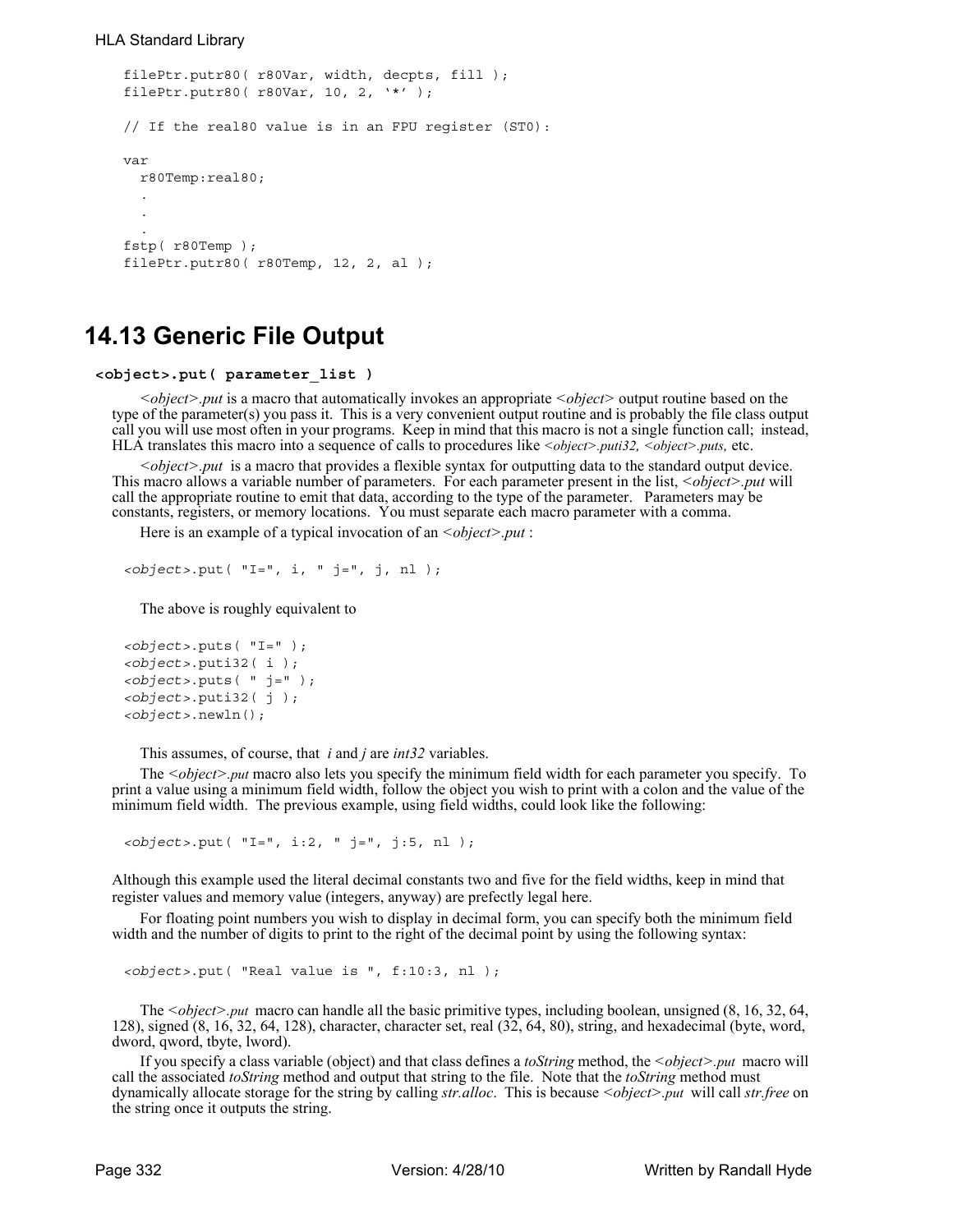```
filePtr.putr80( r80Var, width, decpts, fill );
filePtr.putr80( r80Var, 10, 2, '*' );

// If the real80 value is in an FPU register (ST0):

var
  r80Temp:real80;
  .
  .
  .
fstp( r80Temp );
filePtr.putr80( r80Temp, 12, 2, al );
```

## 14.13 Generic File Output

**<object>.put( parameter_list )**

*<object>.put* is a macro that automatically invokes an appropriate *<object>* output routine based on the type of the parameter(s) you pass it. This is a very convenient output routine and is probably the file class output call you will use most often in your programs. Keep in mind that this macro is not a single function call; instead, HLA translates this macro into a sequence of calls to procedures like *<object>.puti32, <object>.puts,* etc.

*<object>.put* is a macro that provides a flexible syntax for outputting data to the standard output device. This macro allows a variable number of parameters. For each parameter present in the list, *<object>.put* will call the appropriate routine to emit that data, according to the type of the parameter. Parameters may be constants, registers, or memory locations. You must separate each macro parameter with a comma.

Here is an example of a typical invocation of an *<object>.put* :

```
<object>.put( "I=", i, " j=", j, nl );
```

The above is roughly equivalent to

```
<object>.puts( "I=" );
<object>.puti32( i );
<object>.puts( " j=" );
<object>.puti32( j );
<object>.newln();
```

This assumes, of course, that *i* and *j* are *int32* variables.

The *<object>.put* macro also lets you specify the minimum field width for each parameter you specify. To print a value using a minimum field width, follow the object you wish to print with a colon and the value of the minimum field width. The previous example, using field widths, could look like the following:

```
<object>.put( "I=", i:2, " j=", j:5, nl );
```

Although this example used the literal decimal constants two and five for the field widths, keep in mind that register values and memory value (integers, anyway) are prefectly legal here.

For floating point numbers you wish to display in decimal form, you can specify both the minimum field width and the number of digits to print to the right of the decimal point by using the following syntax:

```
<object>.put( "Real value is ", f:10:3, nl );
```

The *<object>.put* macro can handle all the basic primitive types, including boolean, unsigned (8, 16, 32, 64, 128), signed (8, 16, 32, 64, 128), character, character set, real (32, 64, 80), string, and hexadecimal (byte, word, dword, qword, tbyte, lword).

If you specify a class variable (object) and that class defines a *toString* method, the *<object>.put* macro will call the associated *toString* method and output that string to the file. Note that the *toString* method must dynamically allocate storage for the string by calling *str.alloc*. This is because *<object>.put* will call *str.free* on the string once it outputs the string.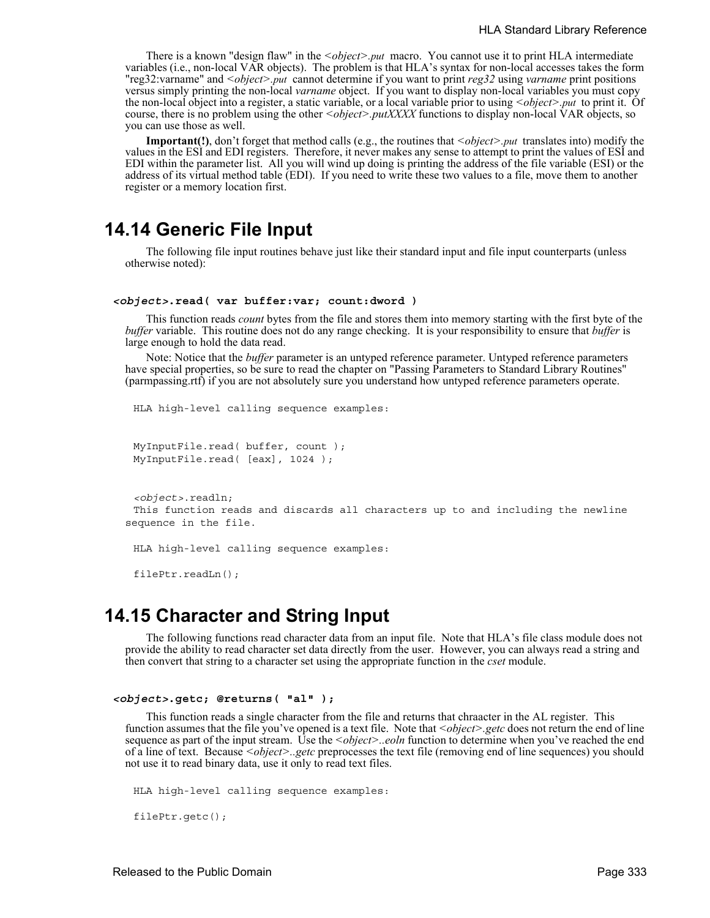There is a known "design flaw" in the *<object>.put* macro. You cannot use it to print HLA intermediate variables (i.e., non-local VAR objects). The problem is that HLA's syntax for non-local accesses takes the form "reg32:varname" and *<object>.put* cannot determine if you want to print *reg32* using *varname* print positions versus simply printing the non-local *varname* object. If you want to display non-local variables you must copy the non-local object into a register, a static variable, or a local variable prior to using *<object>.put* to print it. Of course, there is no problem using the other *<object>.putXXXX* functions to display non-local VAR objects, so you can use those as well.

**Important(!)**, don't forget that method calls (e.g., the routines that *<object>.put* translates into) modify the values in the ESI and EDI registers. Therefore, it never makes any sense to attempt to print the values of ESI and EDI within the parameter list. All you will wind up doing is printing the address of the file variable (ESI) or the address of its virtual method table (EDI). If you need to write these two values to a file, move them to another register or a memory location first.

## 14.14 Generic File Input

The following file input routines behave just like their standard input and file input counterparts (unless otherwise noted):

**<*object*>.read( var buffer:var; count:dword )**

This function reads *count* bytes from the file and stores them into memory starting with the first byte of the *buffer* variable. This routine does not do any range checking. It is your responsibility to ensure that *buffer* is large enough to hold the data read.

Note: Notice that the *buffer* parameter is an untyped reference parameter. Untyped reference parameters have special properties, so be sure to read the chapter on "Passing Parameters to Standard Library Routines" (parmpassing.rtf) if you are not absolutely sure you understand how untyped reference parameters operate.

```
HLA high-level calling sequence examples:


MyInputFile.read( buffer, count );
MyInputFile.read( [eax], 1024 );
```

*<object>*.readln;

This function reads and discards all characters up to and including the newline sequence in the file.

```
HLA high-level calling sequence examples:

filePtr.readLn();
```

## 14.15 Character and String Input

The following functions read character data from an input file. Note that HLA's file class module does not provide the ability to read character set data directly from the user. However, you can always read a string and then convert that string to a character set using the appropriate function in the *cset* module.

**<*object*>.getc; @returns( "al" );**

This function reads a single character from the file and returns that chraacter in the AL register. This function assumes that the file you've opened is a text file. Note that *<object>.getc* does not return the end of line sequence as part of the input stream. Use the *<object>..eoln* function to determine when you've reached the end of a line of text. Because *<object>..getc* preprocesses the text file (removing end of line sequences) you should not use it to read binary data, use it only to read text files.

```
HLA high-level calling sequence examples:

filePtr.getc();
```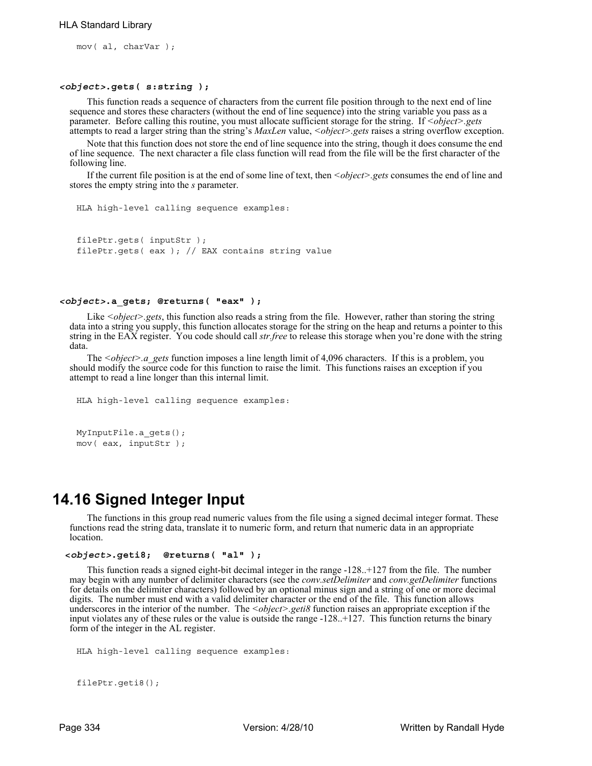```
mov( al, charVar );
```

#### *<object>*.gets( s:string );

This function reads a sequence of characters from the current file position through to the next end of line sequence and stores these characters (without the end of line sequence) into the string variable you pass as a parameter. Before calling this routine, you must allocate sufficient storage for the string. If *<object>.gets* attempts to read a larger string than the string's *MaxLen* value, *<object>.gets* raises a string overflow exception.

Note that this function does not store the end of line sequence into the string, though it does consume the end of line sequence. The next character a file class function will read from the file will be the first character of the following line.

If the current file position is at the end of some line of text, then *<object>.gets* consumes the end of line and stores the empty string into the *s* parameter.

```
HLA high-level calling sequence examples:


filePtr.gets( inputStr );
filePtr.gets( eax ); // EAX contains string value
```

#### *<object>*.a_gets; @returns( "eax" );

Like *<object>.gets*, this function also reads a string from the file. However, rather than storing the string data into a string you supply, this function allocates storage for the string on the heap and returns a pointer to this string in the EAX register. You code should call *str.free* to release this storage when you're done with the string data.

The *<object>.a_gets* function imposes a line length limit of 4,096 characters. If this is a problem, you should modify the source code for this function to raise the limit. This functions raises an exception if you attempt to read a line longer than this internal limit.

```
HLA high-level calling sequence examples:


MyInputFile.a_gets();
mov( eax, inputStr );
```

## 14.16 Signed Integer Input

The functions in this group read numeric values from the file using a signed decimal integer format. These functions read the string data, translate it to numeric form, and return that numeric data in an appropriate location.

#### *<object>*.geti8; @returns( "al" );

This function reads a signed eight-bit decimal integer in the range -128..+127 from the file. The number may begin with any number of delimiter characters (see the *conv.setDelimiter* and *conv.getDelimiter* functions for details on the delimiter characters) followed by an optional minus sign and a string of one or more decimal digits. The number must end with a valid delimiter character or the end of the file. This function allows underscores in the interior of the number. The *<object>.geti8* function raises an appropriate exception if the input violates any of these rules or the value is outside the range -128..+127. This function returns the binary form of the integer in the AL register.

```
HLA high-level calling sequence examples:


filePtr.geti8();
```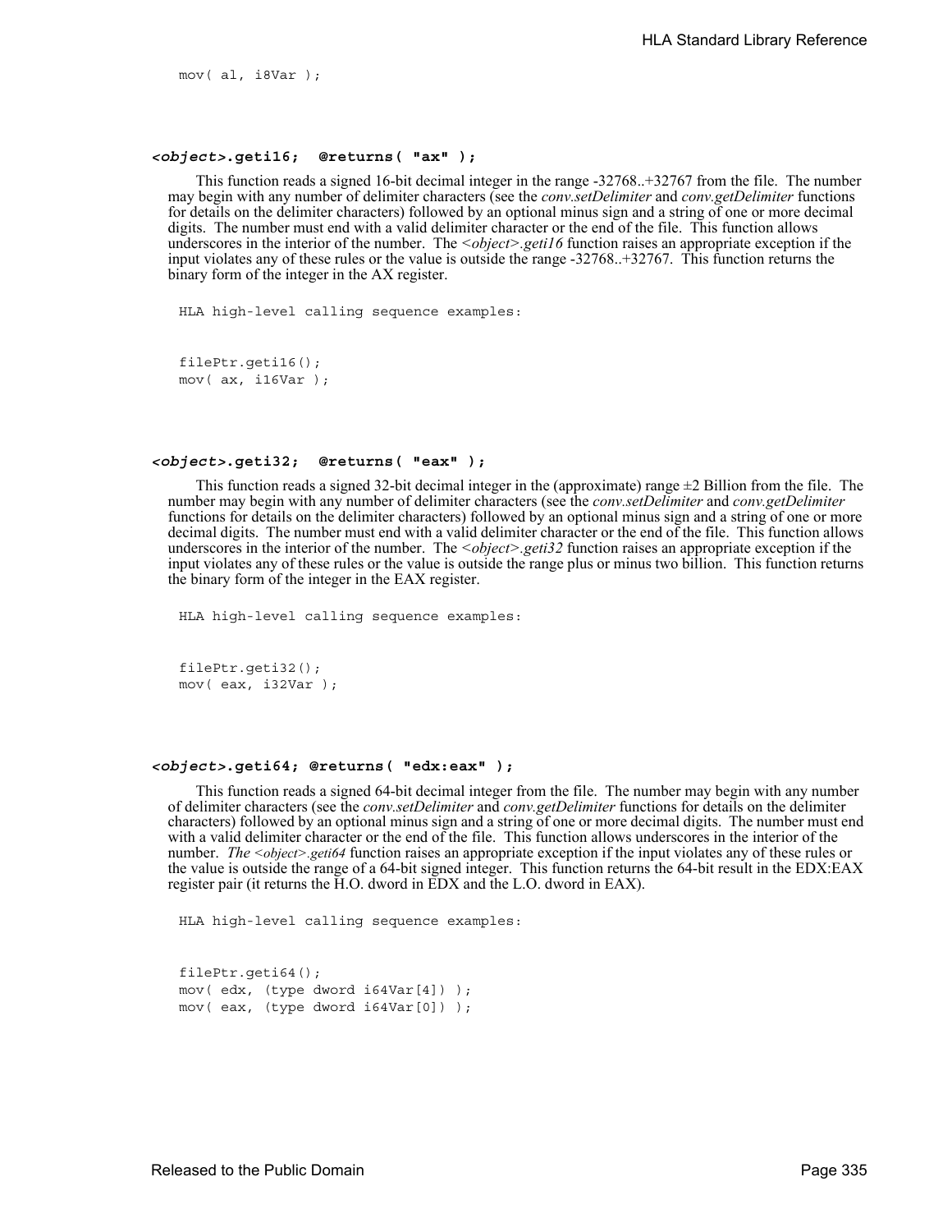```
mov( al, i8Var );
```

#### *<object>*.geti16;  @returns( "ax" );

This function reads a signed 16-bit decimal integer in the range -32768..+32767 from the file. The number may begin with any number of delimiter characters (see the *conv.setDelimiter* and *conv.getDelimiter* functions for details on the delimiter characters) followed by an optional minus sign and a string of one or more decimal digits. The number must end with a valid delimiter character or the end of the file. This function allows underscores in the interior of the number. The *<object>.geti16* function raises an appropriate exception if the input violates any of these rules or the value is outside the range -32768..+32767. This function returns the binary form of the integer in the AX register.

```
HLA high-level calling sequence examples:


filePtr.geti16();
mov( ax, i16Var );
```

#### *<object>*.geti32;  @returns( "eax" );

This function reads a signed 32-bit decimal integer in the (approximate) range ±2 Billion from the file. The number may begin with any number of delimiter characters (see the *conv.setDelimiter* and *conv.getDelimiter* functions for details on the delimiter characters) followed by an optional minus sign and a string of one or more decimal digits. The number must end with a valid delimiter character or the end of the file. This function allows underscores in the interior of the number. The *<object>.geti32* function raises an appropriate exception if the input violates any of these rules or the value is outside the range plus or minus two billion. This function returns the binary form of the integer in the EAX register.

```
HLA high-level calling sequence examples:


filePtr.geti32();
mov( eax, i32Var );
```

#### *<object>*.geti64; @returns( "edx:eax" );

This function reads a signed 64-bit decimal integer from the file. The number may begin with any number of delimiter characters (see the *conv.setDelimiter* and *conv.getDelimiter* functions for details on the delimiter characters) followed by an optional minus sign and a string of one or more decimal digits. The number must end with a valid delimiter character or the end of the file. This function allows underscores in the interior of the number. *The <object>.geti64* function raises an appropriate exception if the input violates any of these rules or the value is outside the range of a 64-bit signed integer. This function returns the 64-bit result in the EDX:EAX register pair (it returns the H.O. dword in EDX and the L.O. dword in EAX).

```
HLA high-level calling sequence examples:


filePtr.geti64();
mov( edx, (type dword i64Var[4]) );
mov( eax, (type dword i64Var[0]) );
```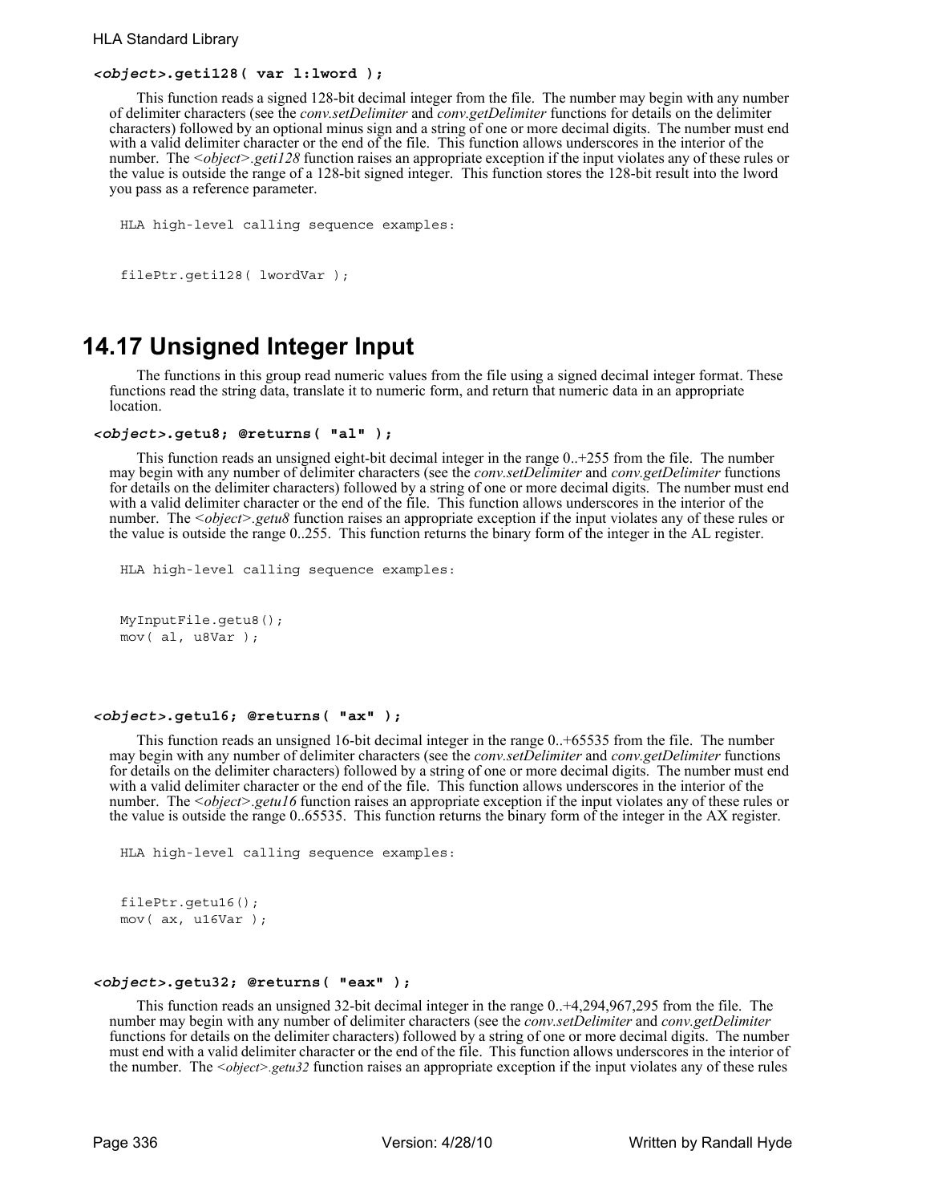**<*object*>.geti128( var l:lword );**

This function reads a signed 128-bit decimal integer from the file. The number may begin with any number of delimiter characters (see the *conv.setDelimiter* and *conv.getDelimiter* functions for details on the delimiter characters) followed by an optional minus sign and a string of one or more decimal digits. The number must end with a valid delimiter character or the end of the file. This function allows underscores in the interior of the number. The <*object*>*.geti128* function raises an appropriate exception if the input violates any of these rules or the value is outside the range of a 128-bit signed integer. This function stores the 128-bit result into the lword you pass as a reference parameter.

```
HLA high-level calling sequence examples:


filePtr.geti128( lwordVar );
```

## 14.17 Unsigned Integer Input

The functions in this group read numeric values from the file using a signed decimal integer format. These functions read the string data, translate it to numeric form, and return that numeric data in an appropriate location.

**<*object*>.getu8; @returns( "al" );**

This function reads an unsigned eight-bit decimal integer in the range 0..+255 from the file. The number may begin with any number of delimiter characters (see the *conv.setDelimiter* and *conv.getDelimiter* functions for details on the delimiter characters) followed by a string of one or more decimal digits. The number must end with a valid delimiter character or the end of the file. This function allows underscores in the interior of the number. The <*object*>*.getu8* function raises an appropriate exception if the input violates any of these rules or the value is outside the range 0..255. This function returns the binary form of the integer in the AL register.

```
HLA high-level calling sequence examples:


MyInputFile.getu8();
mov( al, u8Var );
```

**<*object*>.getu16; @returns( "ax" );**

This function reads an unsigned 16-bit decimal integer in the range 0..+65535 from the file. The number may begin with any number of delimiter characters (see the *conv.setDelimiter* and *conv.getDelimiter* functions for details on the delimiter characters) followed by a string of one or more decimal digits. The number must end with a valid delimiter character or the end of the file. This function allows underscores in the interior of the number. The <*object*>*.getu16* function raises an appropriate exception if the input violates any of these rules or the value is outside the range 0..65535. This function returns the binary form of the integer in the AX register.

```
HLA high-level calling sequence examples:


filePtr.getu16();
mov( ax, u16Var );
```

**<*object*>.getu32; @returns( "eax" );**

This function reads an unsigned 32-bit decimal integer in the range 0..+4,294,967,295 from the file. The number may begin with any number of delimiter characters (see the *conv.setDelimiter* and *conv.getDelimiter* functions for details on the delimiter characters) followed by a string of one or more decimal digits. The number must end with a valid delimiter character or the end of the file. This function allows underscores in the interior of the number. The <*object*>*.getu32* function raises an appropriate exception if the input violates any of these rules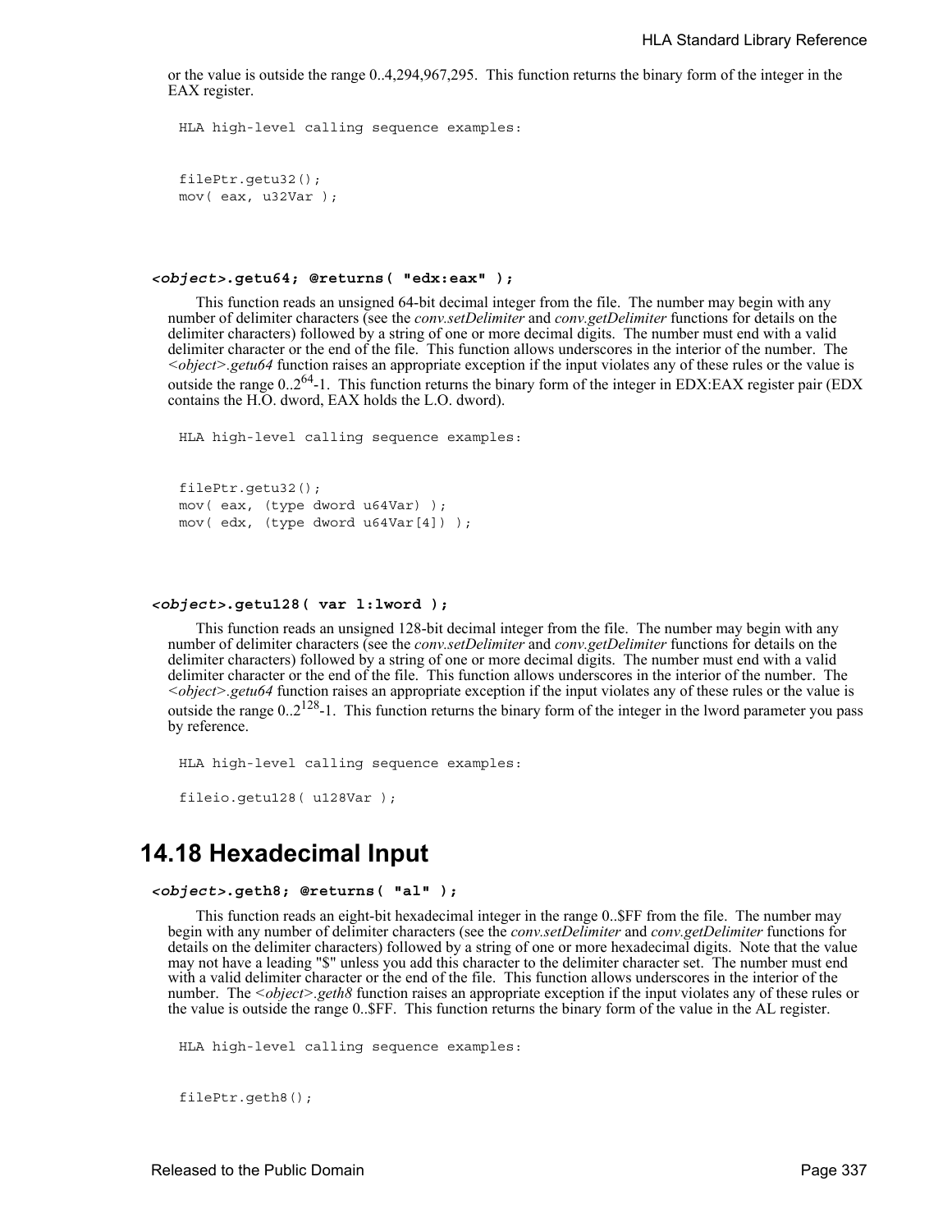or the value is outside the range 0..4,294,967,295. This function returns the binary form of the integer in the EAX register.

```
HLA high-level calling sequence examples:


filePtr.getu32();
mov( eax, u32Var );
```

#### *<object>*.getu64; @returns( "edx:eax" );

This function reads an unsigned 64-bit decimal integer from the file. The number may begin with any number of delimiter characters (see the *conv.setDelimiter* and *conv.getDelimiter* functions for details on the delimiter characters) followed by a string of one or more decimal digits. The number must end with a valid delimiter character or the end of the file. This function allows underscores in the interior of the number. The *<object>.getu64* function raises an appropriate exception if the input violates any of these rules or the value is outside the range $0..2^{64}-1$. This function returns the binary form of the integer in EDX:EAX register pair (EDX contains the H.O. dword, EAX holds the L.O. dword).

```
HLA high-level calling sequence examples:


filePtr.getu32();
mov( eax, (type dword u64Var) );
mov( edx, (type dword u64Var[4]) );
```

#### *<object>*.getu128( var l:lword );

This function reads an unsigned 128-bit decimal integer from the file. The number may begin with any number of delimiter characters (see the *conv.setDelimiter* and *conv.getDelimiter* functions for details on the delimiter characters) followed by a string of one or more decimal digits. The number must end with a valid delimiter character or the end of the file. This function allows underscores in the interior of the number. The *<object>.getu64* function raises an appropriate exception if the input violates any of these rules or the value is outside the range $0..2^{128}-1$. This function returns the binary form of the integer in the lword parameter you pass by reference.

```
HLA high-level calling sequence examples:

fileio.getu128( u128Var );
```

## 14.18 Hexadecimal Input

#### *<object>*.geth8; @returns( "al" );

This function reads an eight-bit hexadecimal integer in the range 0..$FF from the file. The number may begin with any number of delimiter characters (see the *conv.setDelimiter* and *conv.getDelimiter* functions for details on the delimiter characters) followed by a string of one or more hexadecimal digits. Note that the value may not have a leading "$" unless you add this character to the delimiter character set. The number must end with a valid delimiter character or the end of the file. This function allows underscores in the interior of the number. The *<object>.geth8* function raises an appropriate exception if the input violates any of these rules or the value is outside the range 0..$FF. This function returns the binary form of the value in the AL register.

```
HLA high-level calling sequence examples:


filePtr.geth8();
```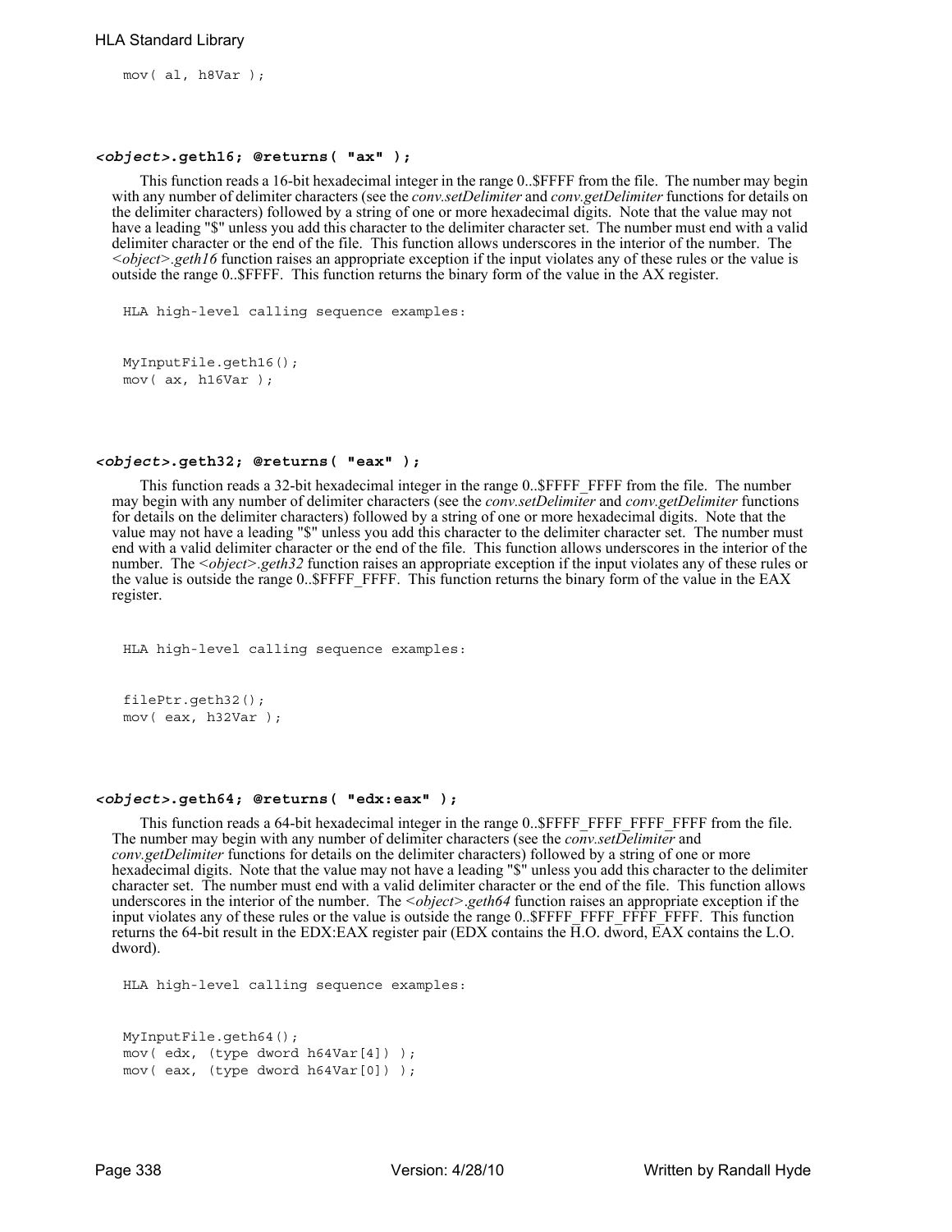```
mov( al, h8Var );
```

### *<object>*.geth16; @returns( "ax" );

This function reads a 16-bit hexadecimal integer in the range 0..$FFFF from the file. The number may begin with any number of delimiter characters (see the *conv.setDelimiter* and *conv.getDelimiter* functions for details on the delimiter characters) followed by a string of one or more hexadecimal digits. Note that the value may not have a leading "$" unless you add this character to the delimiter character set. The number must end with a valid delimiter character or the end of the file. This function allows underscores in the interior of the number. The *<object>.geth16* function raises an appropriate exception if the input violates any of these rules or the value is outside the range 0..$FFFF. This function returns the binary form of the value in the AX register.

```
HLA high-level calling sequence examples:


MyInputFile.geth16();
mov( ax, h16Var );
```

### *<object>*.geth32; @returns( "eax" );

This function reads a 32-bit hexadecimal integer in the range 0..$FFFF_FFFF from the file. The number may begin with any number of delimiter characters (see the *conv.setDelimiter* and *conv.getDelimiter* functions for details on the delimiter characters) followed by a string of one or more hexadecimal digits. Note that the value may not have a leading "$" unless you add this character to the delimiter character set. The number must end with a valid delimiter character or the end of the file. This function allows underscores in the interior of the number. The *<object>.geth32* function raises an appropriate exception if the input violates any of these rules or the value is outside the range 0..$FFFF_FFFF. This function returns the binary form of the value in the EAX register.

```
HLA high-level calling sequence examples:


filePtr.geth32();
mov( eax, h32Var );
```

### *<object>*.geth64; @returns( "edx:eax" );

This function reads a 64-bit hexadecimal integer in the range 0..$FFFF_FFFF_FFFF_FFFF from the file. The number may begin with any number of delimiter characters (see the *conv.setDelimiter* and *conv.getDelimiter* functions for details on the delimiter characters) followed by a string of one or more hexadecimal digits. Note that the value may not have a leading "$" unless you add this character to the delimiter character set. The number must end with a valid delimiter character or the end of the file. This function allows underscores in the interior of the number. The *<object>.geth64* function raises an appropriate exception if the input violates any of these rules or the value is outside the range 0..$FFFF_FFFF_FFFF_FFFF. This function returns the 64-bit result in the EDX:EAX register pair (EDX contains the H.O. dword, EAX contains the L.O. dword).

```
HLA high-level calling sequence examples:


MyInputFile.geth64();
mov( edx, (type dword h64Var[4]) );
mov( eax, (type dword h64Var[0]) );
```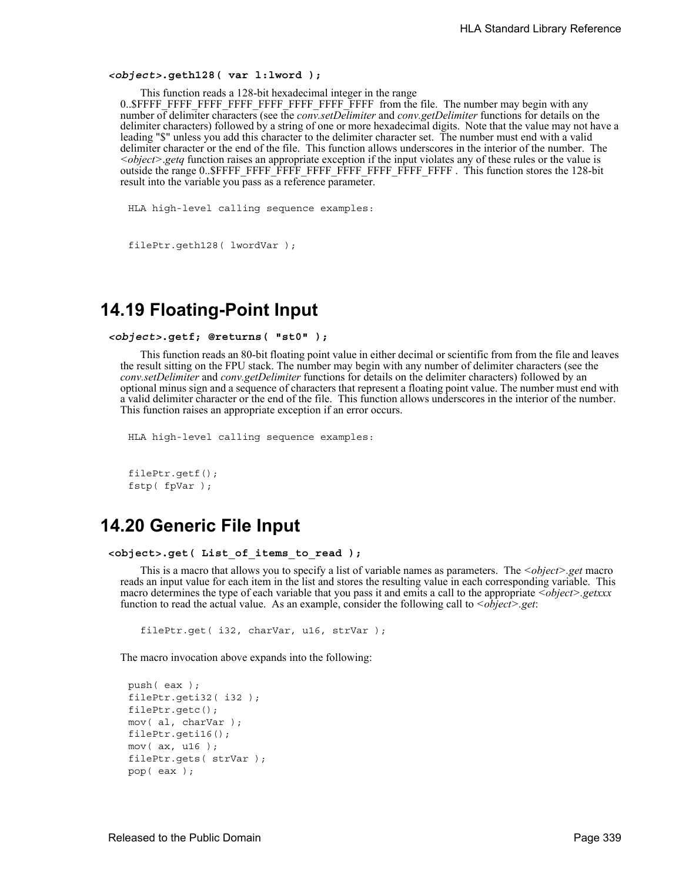**<object>.geth128( var l:lword );**

This function reads a 128-bit hexadecimal integer in the range 0..$FFFF_FFFF_FFFF_FFFF_FFFF_FFFF_FFFF_FFFF from the file. The number may begin with any number of delimiter characters (see the *conv.setDelimiter* and *conv.getDelimiter* functions for details on the delimiter characters) followed by a string of one or more hexadecimal digits. Note that the value may not have a leading "$" unless you add this character to the delimiter character set. The number must end with a valid delimiter character or the end of the file. This function allows underscores in the interior of the number. The *<object>.getq* function raises an appropriate exception if the input violates any of these rules or the value is outside the range 0..$FFFF_FFFF_FFFF_FFFF_FFFF_FFFF_FFFF_FFFF . This function stores the 128-bit result into the variable you pass as a reference parameter.

```
HLA high-level calling sequence examples:


filePtr.geth128( lwordVar );
```

## 14.19 Floating-Point Input

**<object>.getf; @returns( "st0" );**

This function reads an 80-bit floating point value in either decimal or scientific from from the file and leaves the result sitting on the FPU stack. The number may begin with any number of delimiter characters (see the *conv.setDelimiter* and *conv.getDelimiter* functions for details on the delimiter characters) followed by an optional minus sign and a sequence of characters that represent a floating point value. The number must end with a valid delimiter character or the end of the file. This function allows underscores in the interior of the number. This function raises an appropriate exception if an error occurs.

```
HLA high-level calling sequence examples:


filePtr.getf();
fstp( fpVar );
```

## 14.20 Generic File Input

**<object>.get( List_of_items_to_read );**

This is a macro that allows you to specify a list of variable names as parameters. The *<object>.get* macro reads an input value for each item in the list and stores the resulting value in each corresponding variable. This macro determines the type of each variable that you pass it and emits a call to the appropriate *<object>.getxxx* function to read the actual value. As an example, consider the following call to *<object>.get*:

```
filePtr.get( i32, charVar, u16, strVar );
```

The macro invocation above expands into the following:

```
push( eax );
filePtr.geti32( i32 );
filePtr.getc();
mov( al, charVar );
filePtr.geti16();
mov( ax, u16 );
filePtr.gets( strVar );
pop( eax );
```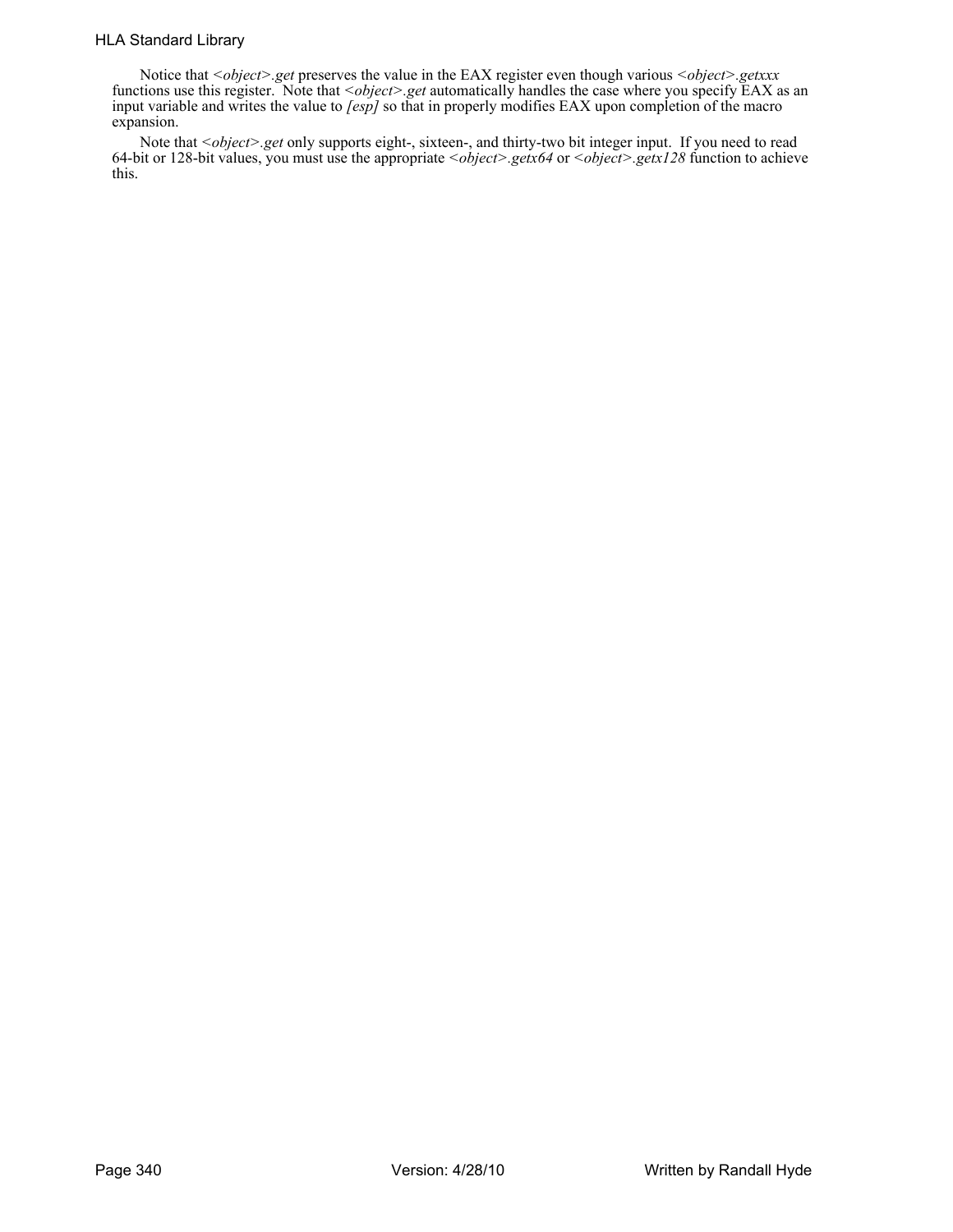Notice that *<object>.get* preserves the value in the EAX register even though various *<object>.getxxx* functions use this register. Note that *<object>.get* automatically handles the case where you specify EAX as an input variable and writes the value to *[esp]* so that in properly modifies EAX upon completion of the macro expansion.

Note that *<object>.get* only supports eight-, sixteen-, and thirty-two bit integer input. If you need to read 64-bit or 128-bit values, you must use the appropriate *<object>.getx64* or *<object>.getx128* function to achieve this.